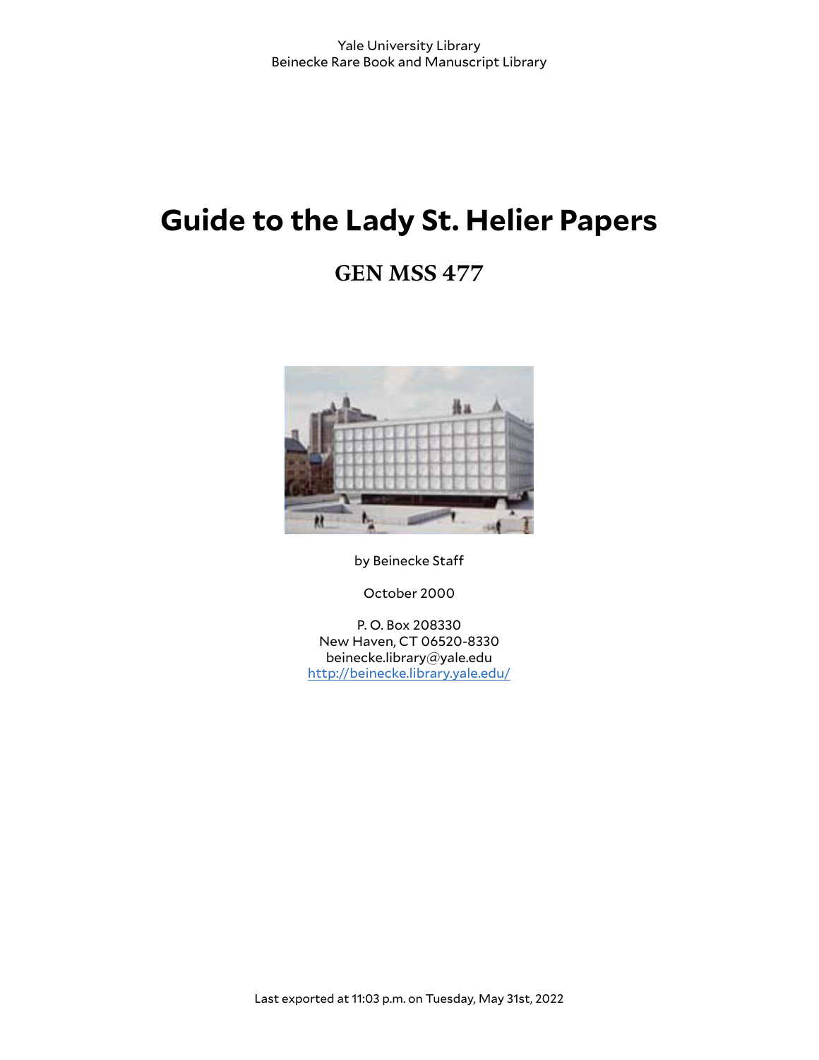Yale University Library
Beinecke Rare Book and Manuscript Library

# Guide to the Lady St. Helier Papers

## GEN MSS 477

by Beinecke Staff

October 2000

P. O. Box 208330
New Haven, CT 06520-8330
beinecke.library@yale.edu
http://beinecke.library.yale.edu/

Last exported at 11:03 p.m. on Tuesday, May 31st, 2022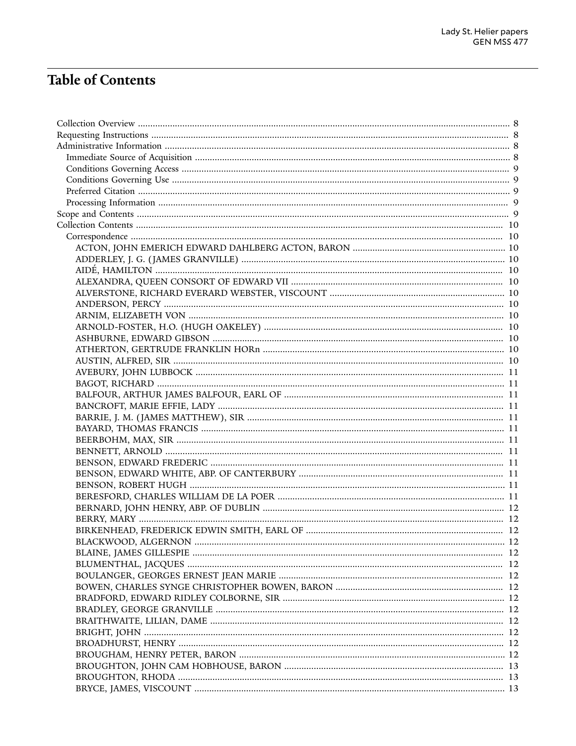# Table of Contents

- Collection Overview ... 8
- Requesting Instructions ... 8
- Administrative Information ... 8
  - Immediate Source of Acquisition ... 8
  - Conditions Governing Access ... 9
  - Conditions Governing Use ... 9
  - Preferred Citation ... 9
  - Processing Information ... 9
- Scope and Contents ... 9
- Collection Contents ... 10
  - Correspondence ... 10
    - ACTON, JOHN EMERICH EDWARD DAHLBERG ACTON, BARON ... 10
    - ADDERLEY, J. G. (JAMES GRANVILLE) ... 10
    - AIDÉ, HAMILTON ... 10
    - ALEXANDRA, QUEEN CONSORT OF EDWARD VII ... 10
    - ALVERSTONE, RICHARD EVERARD WEBSTER, VISCOUNT ... 10
    - ANDERSON, PERCY ... 10
    - ARNIM, ELIZABETH VON ... 10
    - ARNOLD-FOSTER, H.O. (HUGH OAKELEY) ... 10
    - ASHBURNE, EDWARD GIBSON ... 10
    - ATHERTON, GERTRUDE FRANKLIN HORn ... 10
    - AUSTIN, ALFRED, SIR ... 10
    - AVEBURY, JOHN LUBBOCK ... 11
    - BAGOT, RICHARD ... 11
    - BALFOUR, ARTHUR JAMES BALFOUR, EARL OF ... 11
    - BANCROFT, MARIE EFFIE, LADY ... 11
    - BARRIE, J. M. (JAMES MATTHEW), SIR ... 11
    - BAYARD, THOMAS FRANCIS ... 11
    - BEERBOHM, MAX, SIR ... 11
    - BENNETT, ARNOLD ... 11
    - BENSON, EDWARD FREDERIC ... 11
    - BENSON, EDWARD WHITE, ABP. OF CANTERBURY ... 11
    - BENSON, ROBERT HUGH ... 11
    - BERESFORD, CHARLES WILLIAM DE LA POER ... 11
    - BERNARD, JOHN HENRY, ABP. OF DUBLIN ... 12
    - BERRY, MARY ... 12
    - BIRKENHEAD, FREDERICK EDWIN SMITH, EARL OF ... 12
    - BLACKWOOD, ALGERNON ... 12
    - BLAINE, JAMES GILLESPIE ... 12
    - BLUMENTHAL, JACQUES ... 12
    - BOULANGER, GEORGES ERNEST JEAN MARIE ... 12
    - BOWEN, CHARLES SYNGE CHRISTOPHER BOWEN, BARON ... 12
    - BRADFORD, EDWARD RIDLEY COLBORNE, SIR ... 12
    - BRADLEY, GEORGE GRANVILLE ... 12
    - BRAITHWAITE, LILIAN, DAME ... 12
    - BRIGHT, JOHN ... 12
    - BROADHURST, HENRY ... 12
    - BROUGHAM, HENRY PETER, BARON ... 12
    - BROUGHTON, JOHN CAM HOBHOUSE, BARON ... 13
    - BROUGHTON, RHODA ... 13
    - BRYCE, JAMES, VISCOUNT ... 13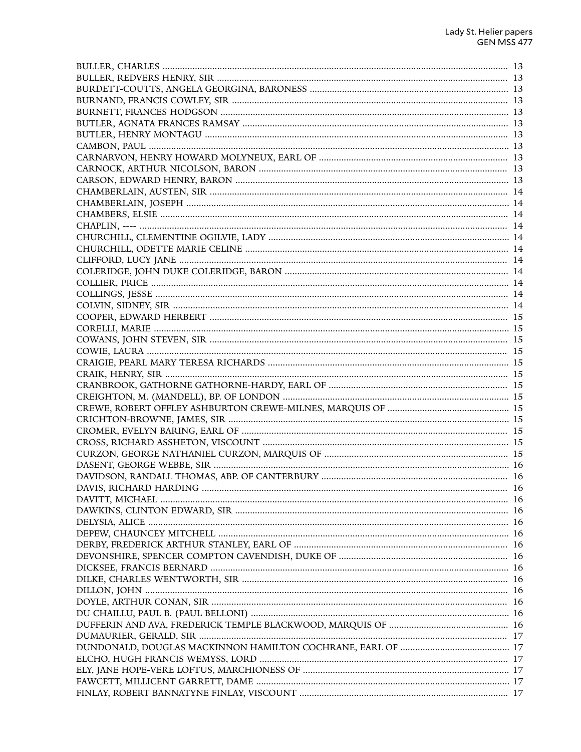BULLER, CHARLES ........................................................................................................................ 13
BULLER, REDVERS HENRY, SIR ................................................................................................... 13
BURDETT-COUTTS, ANGELA GEORGINA, BARONESS ............................................................... 13
BURNAND, FRANCIS COWLEY, SIR ............................................................................................. 13
BURNETT, FRANCES HODGSON .................................................................................................. 13
BUTLER, AGNATA FRANCES RAMSAY ......................................................................................... 13
BUTLER, HENRY MONTAGU ........................................................................................................ 13
CAMBON, PAUL .............................................................................................................................. 13
CARNARVON, HENRY HOWARD MOLYNEUX, EARL OF ........................................................... 13
CARNOCK, ARTHUR NICOLSON, BARON .................................................................................. 13
CARSON, EDWARD HENRY, BARON ............................................................................................ 13
CHAMBERLAIN, AUSTEN, SIR ...................................................................................................... 14
CHAMBERLAIN, JOSEPH ............................................................................................................... 14
CHAMBERS, ELSIE ......................................................................................................................... 14
CHAPLIN, ---- .................................................................................................................................. 14
CHURCHILL, CLEMENTINE OGILVIE, LADY ............................................................................... 14
CHURCHILL, ODETTE MARIE CELINE ........................................................................................ 14
CLIFFORD, LUCY JANE .................................................................................................................. 14
COLERIDGE, JOHN DUKE COLERIDGE, BARON ......................................................................... 14
COLLIER, PRICE ............................................................................................................................. 14
COLLINGS, JESSE ........................................................................................................................... 14
COLVIN, SIDNEY, SIR ..................................................................................................................... 14
COOPER, EDWARD HERBERT ...................................................................................................... 15
CORELLI, MARIE ............................................................................................................................ 15
COWANS, JOHN STEVEN, SIR ...................................................................................................... 15
COWIE, LAURA ............................................................................................................................... 15
CRAIGIE, PEARL MARY TERESA RICHARDS ............................................................................... 15
CRAIK, HENRY, SIR ........................................................................................................................ 15
CRANBROOK, GATHORNE GATHORNE-HARDY, EARL OF ....................................................... 15
CREIGHTON, M. (MANDELL), BP. OF LONDON .......................................................................... 15
CREWE, ROBERT OFFLEY ASHBURTON CREWE-MILNES, MARQUIS OF ................................ 15
CRICHTON-BROWNE, JAMES, SIR ............................................................................................... 15
CROMER, EVELYN BARING, EARL OF .......................................................................................... 15
CROSS, RICHARD ASSHETON, VISCOUNT .................................................................................. 15
CURZON, GEORGE NATHANIEL CURZON, MARQUIS OF .......................................................... 15
DASENT, GEORGE WEBBE, SIR ..................................................................................................... 16
DAVIDSON, RANDALL THOMAS, ABP. OF CANTERBURY .......................................................... 16
DAVIS, RICHARD HARDING .......................................................................................................... 16
DAVITT, MICHAEL .......................................................................................................................... 16
DAWKINS, CLINTON EDWARD, SIR ............................................................................................. 16
DELYSIA, ALICE ............................................................................................................................... 16
DEPEW, CHAUNCEY MITCHELL ................................................................................................... 16
DERBY, FREDERICK ARTHUR STANLEY, EARL OF ...................................................................... 16
DEVONSHIRE, SPENCER COMPTON CAVENDISH, DUKE OF .................................................... 16
DICKSEE, FRANCIS BERNARD ....................................................................................................... 16
DILKE, CHARLES WENTWORTH, SIR ........................................................................................... 16
DILLON, JOHN ................................................................................................................................. 16
DOYLE, ARTHUR CONAN, SIR ...................................................................................................... 16
DU CHAILLU, PAUL B. (PAUL BELLONI) ...................................................................................... 16
DUFFERIN AND AVA, FREDERICK TEMPLE BLACKWOOD, MARQUIS OF ................................ 16
DUMAURIER, GERALD, SIR ........................................................................................................... 17
DUNDONALD, DOUGLAS MACKINNON HAMILTON COCHRANE, EARL OF ............................ 17
ELCHO, HUGH FRANCIS WEMYSS, LORD ................................................................................... 17
ELY, JANE HOPE-VERE LOFTUS, MARCHIONESS OF .................................................................. 17
FAWCETT, MILLICENT GARRETT, DAME ..................................................................................... 17
FINLAY, ROBERT BANNATYNE FINLAY, VISCOUNT ................................................................... 17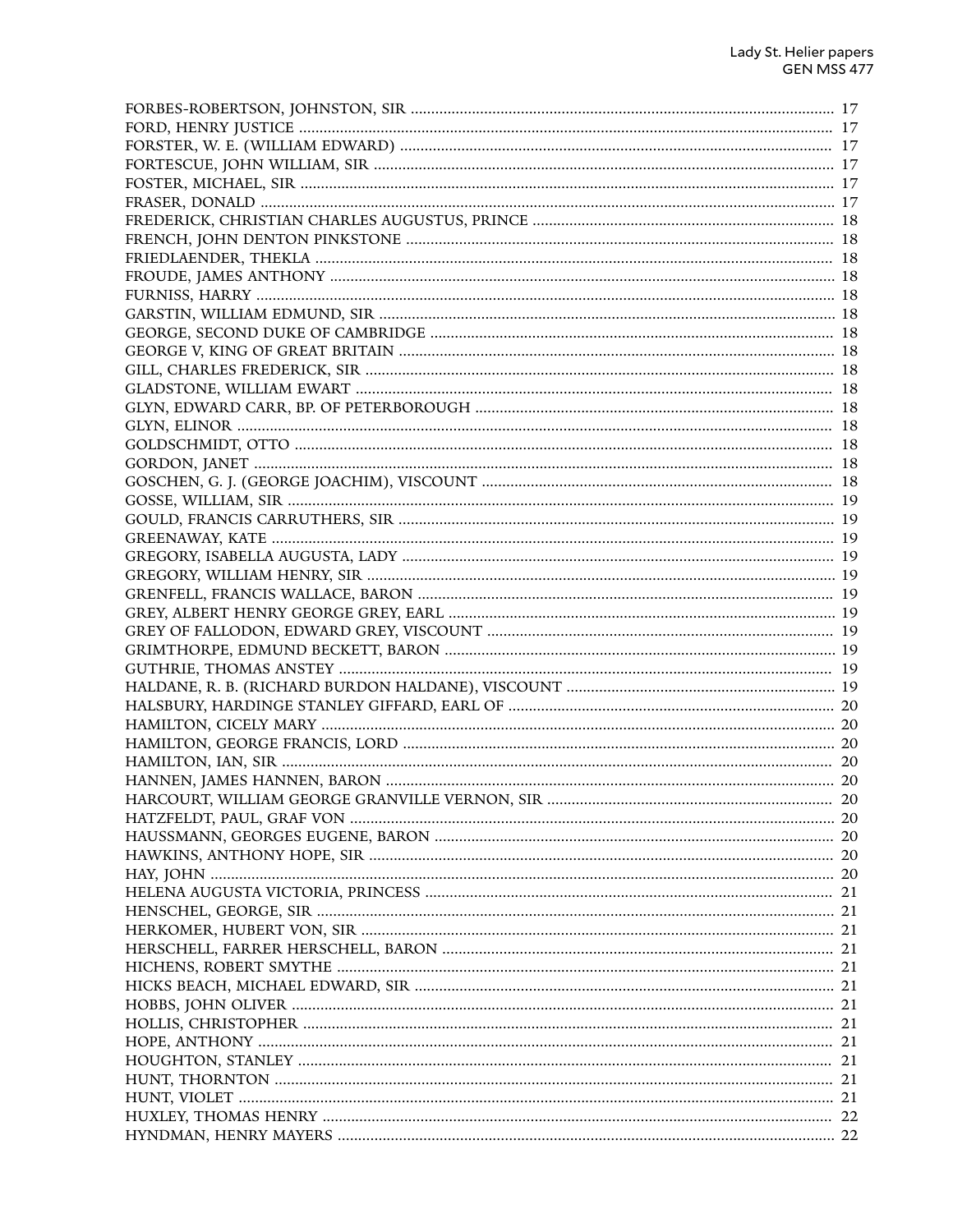FORBES-ROBERTSON, JOHNSTON, SIR .......... 17
FORD, HENRY JUSTICE .......... 17
FORSTER, W. E. (WILLIAM EDWARD) .......... 17
FORTESCUE, JOHN WILLIAM, SIR .......... 17
FOSTER, MICHAEL, SIR .......... 17
FRASER, DONALD .......... 17
FREDERICK, CHRISTIAN CHARLES AUGUSTUS, PRINCE .......... 18
FRENCH, JOHN DENTON PINKSTONE .......... 18
FRIEDLAENDER, THEKLA .......... 18
FROUDE, JAMES ANTHONY .......... 18
FURNISS, HARRY .......... 18
GARSTIN, WILLIAM EDMUND, SIR .......... 18
GEORGE, SECOND DUKE OF CAMBRIDGE .......... 18
GEORGE V, KING OF GREAT BRITAIN .......... 18
GILL, CHARLES FREDERICK, SIR .......... 18
GLADSTONE, WILLIAM EWART .......... 18
GLYN, EDWARD CARR, BP. OF PETERBOROUGH .......... 18
GLYN, ELINOR .......... 18
GOLDSCHMIDT, OTTO .......... 18
GORDON, JANET .......... 18
GOSCHEN, G. J. (GEORGE JOACHIM), VISCOUNT .......... 18
GOSSE, WILLIAM, SIR .......... 19
GOULD, FRANCIS CARRUTHERS, SIR .......... 19
GREENAWAY, KATE .......... 19
GREGORY, ISABELLA AUGUSTA, LADY .......... 19
GREGORY, WILLIAM HENRY, SIR .......... 19
GRENFELL, FRANCIS WALLACE, BARON .......... 19
GREY, ALBERT HENRY GEORGE GREY, EARL .......... 19
GREY OF FALLODON, EDWARD GREY, VISCOUNT .......... 19
GRIMTHORPE, EDMUND BECKETT, BARON .......... 19
GUTHRIE, THOMAS ANSTEY .......... 19
HALDANE, R. B. (RICHARD BURDON HALDANE), VISCOUNT .......... 19
HALSBURY, HARDINGE STANLEY GIFFARD, EARL OF .......... 20
HAMILTON, CICELY MARY .......... 20
HAMILTON, GEORGE FRANCIS, LORD .......... 20
HAMILTON, IAN, SIR .......... 20
HANNEN, JAMES HANNEN, BARON .......... 20
HARCOURT, WILLIAM GEORGE GRANVILLE VERNON, SIR .......... 20
HATZFELDT, PAUL, GRAF VON .......... 20
HAUSSMANN, GEORGES EUGENE, BARON .......... 20
HAWKINS, ANTHONY HOPE, SIR .......... 20
HAY, JOHN .......... 20
HELENA AUGUSTA VICTORIA, PRINCESS .......... 21
HENSCHEL, GEORGE, SIR .......... 21
HERKOMER, HUBERT VON, SIR .......... 21
HERSCHELL, FARRER HERSCHELL, BARON .......... 21
HICHENS, ROBERT SMYTHE .......... 21
HICKS BEACH, MICHAEL EDWARD, SIR .......... 21
HOBBS, JOHN OLIVER .......... 21
HOLLIS, CHRISTOPHER .......... 21
HOPE, ANTHONY .......... 21
HOUGHTON, STANLEY .......... 21
HUNT, THORNTON .......... 21
HUNT, VIOLET .......... 21
HUXLEY, THOMAS HENRY .......... 22
HYNDMAN, HENRY MAYERS .......... 22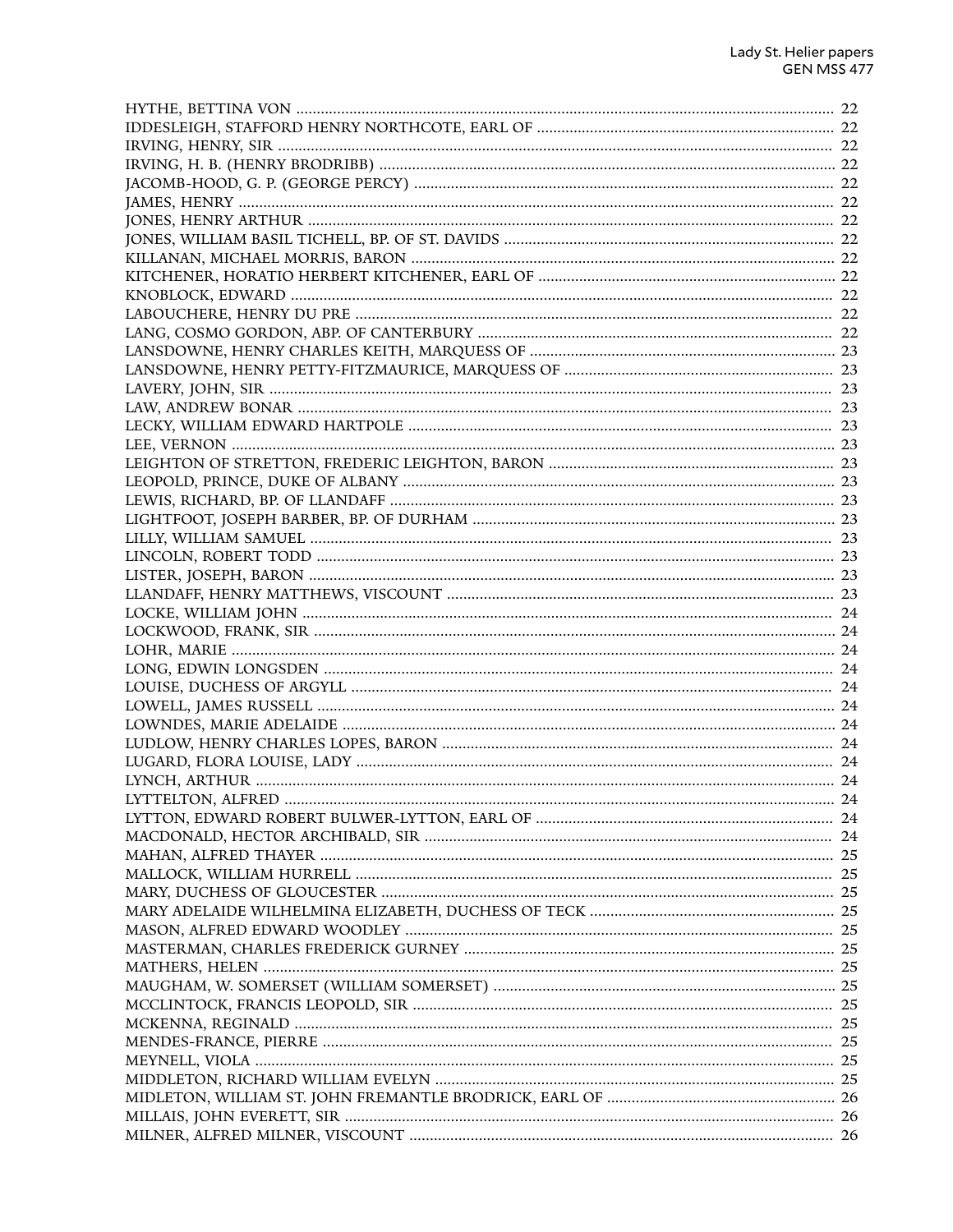HYTHE, BETTINA VON ........ 22
IDDESLEIGH, STAFFORD HENRY NORTHCOTE, EARL OF ........ 22
IRVING, HENRY, SIR ........ 22
IRVING, H. B. (HENRY BRODRIBB) ........ 22
JACOMB-HOOD, G. P. (GEORGE PERCY) ........ 22
JAMES, HENRY ........ 22
JONES, HENRY ARTHUR ........ 22
JONES, WILLIAM BASIL TICHELL, BP. OF ST. DAVIDS ........ 22
KILLANAN, MICHAEL MORRIS, BARON ........ 22
KITCHENER, HORATIO HERBERT KITCHENER, EARL OF ........ 22
KNOBLOCK, EDWARD ........ 22
LABOUCHERE, HENRY DU PRE ........ 22
LANG, COSMO GORDON, ABP. OF CANTERBURY ........ 22
LANSDOWNE, HENRY CHARLES KEITH, MARQUESS OF ........ 23
LANSDOWNE, HENRY PETTY-FITZMAURICE, MARQUESS OF ........ 23
LAVERY, JOHN, SIR ........ 23
LAW, ANDREW BONAR ........ 23
LECKY, WILLIAM EDWARD HARTPOLE ........ 23
LEE, VERNON ........ 23
LEIGHTON OF STRETTON, FREDERIC LEIGHTON, BARON ........ 23
LEOPOLD, PRINCE, DUKE OF ALBANY ........ 23
LEWIS, RICHARD, BP. OF LLANDAFF ........ 23
LIGHTFOOT, JOSEPH BARBER, BP. OF DURHAM ........ 23
LILLY, WILLIAM SAMUEL ........ 23
LINCOLN, ROBERT TODD ........ 23
LISTER, JOSEPH, BARON ........ 23
LLANDAFF, HENRY MATTHEWS, VISCOUNT ........ 23
LOCKE, WILLIAM JOHN ........ 24
LOCKWOOD, FRANK, SIR ........ 24
LOHR, MARIE ........ 24
LONG, EDWIN LONGSDEN ........ 24
LOUISE, DUCHESS OF ARGYLL ........ 24
LOWELL, JAMES RUSSELL ........ 24
LOWNDES, MARIE ADELAIDE ........ 24
LUDLOW, HENRY CHARLES LOPES, BARON ........ 24
LUGARD, FLORA LOUISE, LADY ........ 24
LYNCH, ARTHUR ........ 24
LYTTELTON, ALFRED ........ 24
LYTTON, EDWARD ROBERT BULWER-LYTTON, EARL OF ........ 24
MACDONALD, HECTOR ARCHIBALD, SIR ........ 24
MAHAN, ALFRED THAYER ........ 25
MALLOCK, WILLIAM HURRELL ........ 25
MARY, DUCHESS OF GLOUCESTER ........ 25
MARY ADELAIDE WILHELMINA ELIZABETH, DUCHESS OF TECK ........ 25
MASON, ALFRED EDWARD WOODLEY ........ 25
MASTERMAN, CHARLES FREDERICK GURNEY ........ 25
MATHERS, HELEN ........ 25
MAUGHAM, W. SOMERSET (WILLIAM SOMERSET) ........ 25
MCCLINTOCK, FRANCIS LEOPOLD, SIR ........ 25
MCKENNA, REGINALD ........ 25
MENDES-FRANCE, PIERRE ........ 25
MEYNELL, VIOLA ........ 25
MIDDLETON, RICHARD WILLIAM EVELYN ........ 25
MIDLETON, WILLIAM ST. JOHN FREMANTLE BRODRICK, EARL OF ........ 26
MILLAIS, JOHN EVERETT, SIR ........ 26
MILNER, ALFRED MILNER, VISCOUNT ........ 26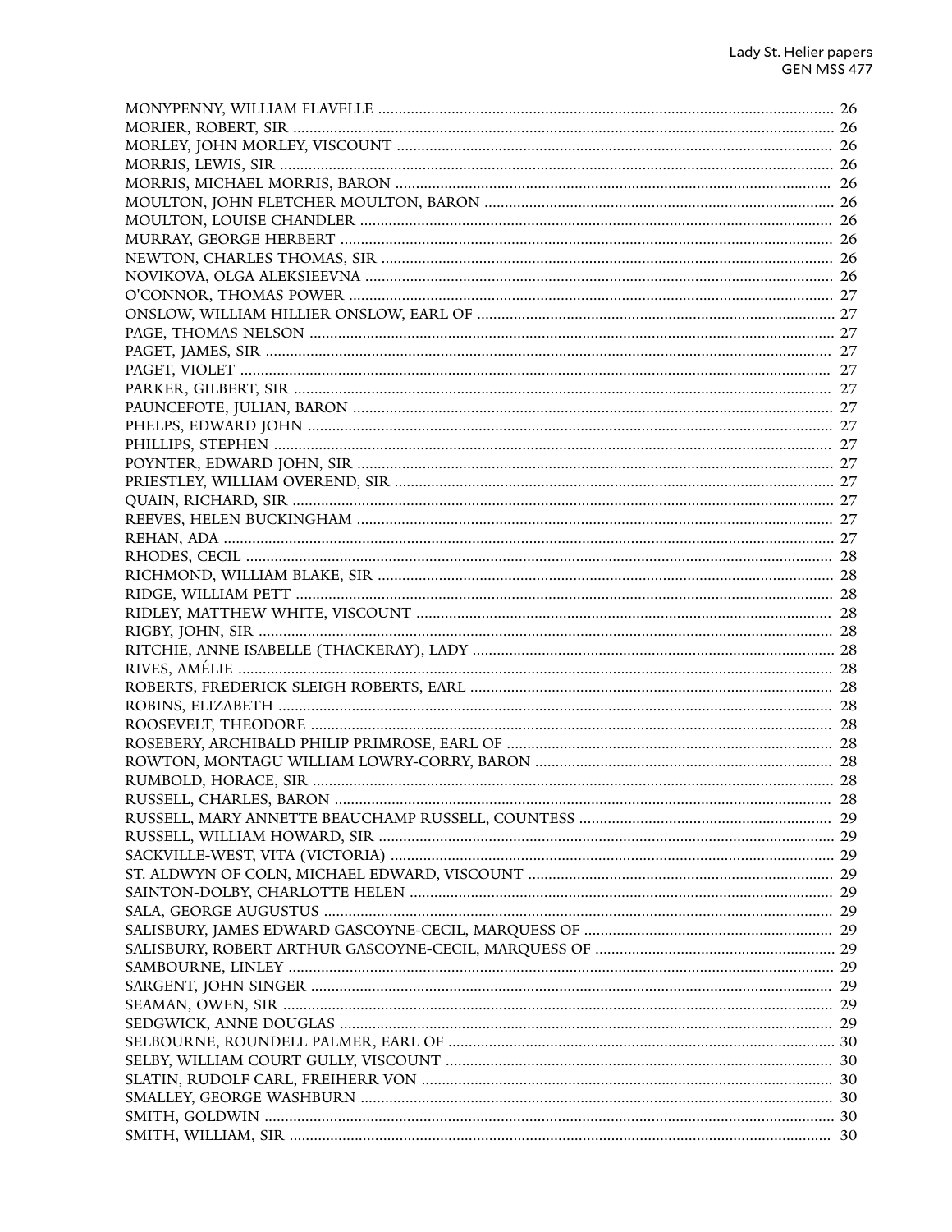MONYPENNY, WILLIAM FLAVELLE ............................................................ 26
MORIER, ROBERT, SIR ............................................................ 26
MORLEY, JOHN MORLEY, VISCOUNT ............................................................ 26
MORRIS, LEWIS, SIR ............................................................ 26
MORRIS, MICHAEL MORRIS, BARON ............................................................ 26
MOULTON, JOHN FLETCHER MOULTON, BARON ............................................................ 26
MOULTON, LOUISE CHANDLER ............................................................ 26
MURRAY, GEORGE HERBERT ............................................................ 26
NEWTON, CHARLES THOMAS, SIR ............................................................ 26
NOVIKOVA, OLGA ALEKSIEEVNA ............................................................ 26
O'CONNOR, THOMAS POWER ............................................................ 27
ONSLOW, WILLIAM HILLIER ONSLOW, EARL OF ............................................................ 27
PAGE, THOMAS NELSON ............................................................ 27
PAGET, JAMES, SIR ............................................................ 27
PAGET, VIOLET ............................................................ 27
PARKER, GILBERT, SIR ............................................................ 27
PAUNCEFOTE, JULIAN, BARON ............................................................ 27
PHELPS, EDWARD JOHN ............................................................ 27
PHILLIPS, STEPHEN ............................................................ 27
POYNTER, EDWARD JOHN, SIR ............................................................ 27
PRIESTLEY, WILLIAM OVEREND, SIR ............................................................ 27
QUAIN, RICHARD, SIR ............................................................ 27
REEVES, HELEN BUCKINGHAM ............................................................ 27
REHAN, ADA ............................................................ 27
RHODES, CECIL ............................................................ 28
RICHMOND, WILLIAM BLAKE, SIR ............................................................ 28
RIDGE, WILLIAM PETT ............................................................ 28
RIDLEY, MATTHEW WHITE, VISCOUNT ............................................................ 28
RIGBY, JOHN, SIR ............................................................ 28
RITCHIE, ANNE ISABELLE (THACKERAY), LADY ............................................................ 28
RIVES, AMÉLIE ............................................................ 28
ROBERTS, FREDERICK SLEIGH ROBERTS, EARL ............................................................ 28
ROBINS, ELIZABETH ............................................................ 28
ROOSEVELT, THEODORE ............................................................ 28
ROSEBERY, ARCHIBALD PHILIP PRIMROSE, EARL OF ............................................................ 28
ROWTON, MONTAGU WILLIAM LOWRY-CORRY, BARON ............................................................ 28
RUMBOLD, HORACE, SIR ............................................................ 28
RUSSELL, CHARLES, BARON ............................................................ 28
RUSSELL, MARY ANNETTE BEAUCHAMP RUSSELL, COUNTESS ............................................................ 29
RUSSELL, WILLIAM HOWARD, SIR ............................................................ 29
SACKVILLE-WEST, VITA (VICTORIA) ............................................................ 29
ST. ALDWYN OF COLN, MICHAEL EDWARD, VISCOUNT ............................................................ 29
SAINTON-DOLBY, CHARLOTTE HELEN ............................................................ 29
SALA, GEORGE AUGUSTUS ............................................................ 29
SALISBURY, JAMES EDWARD GASCOYNE-CECIL, MARQUESS OF ............................................................ 29
SALISBURY, ROBERT ARTHUR GASCOYNE-CECIL, MARQUESS OF ............................................................ 29
SAMBOURNE, LINLEY ............................................................ 29
SARGENT, JOHN SINGER ............................................................ 29
SEAMAN, OWEN, SIR ............................................................ 29
SEDGWICK, ANNE DOUGLAS ............................................................ 29
SELBOURNE, ROUNDELL PALMER, EARL OF ............................................................ 30
SELBY, WILLIAM COURT GULLY, VISCOUNT ............................................................ 30
SLATIN, RUDOLF CARL, FREIHERR VON ............................................................ 30
SMALLEY, GEORGE WASHBURN ............................................................ 30
SMITH, GOLDWIN ............................................................ 30
SMITH, WILLIAM, SIR ............................................................ 30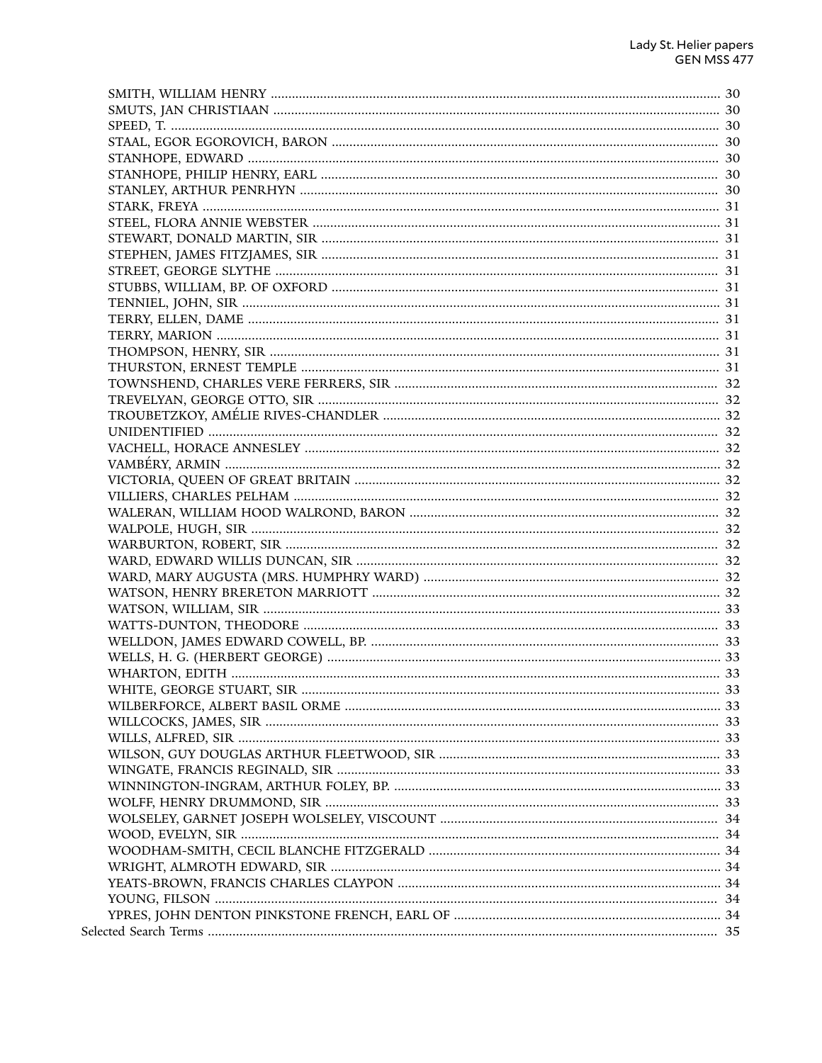- SMITH, WILLIAM HENRY ........ 30
- SMUTS, JAN CHRISTIAAN ........ 30
- SPEED, T. ........ 30
- STAAL, EGOR EGOROVICH, BARON ........ 30
- STANHOPE, EDWARD ........ 30
- STANHOPE, PHILIP HENRY, EARL ........ 30
- STANLEY, ARTHUR PENRHYN ........ 30
- STARK, FREYA ........ 31
- STEEL, FLORA ANNIE WEBSTER ........ 31
- STEWART, DONALD MARTIN, SIR ........ 31
- STEPHEN, JAMES FITZJAMES, SIR ........ 31
- STREET, GEORGE SLYTHE ........ 31
- STUBBS, WILLIAM, BP. OF OXFORD ........ 31
- TENNIEL, JOHN, SIR ........ 31
- TERRY, ELLEN, DAME ........ 31
- TERRY, MARION ........ 31
- THOMPSON, HENRY, SIR ........ 31
- THURSTON, ERNEST TEMPLE ........ 31
- TOWNSHEND, CHARLES VERE FERRERS, SIR ........ 32
- TREVELYAN, GEORGE OTTO, SIR ........ 32
- TROUBETZKOY, AMÉLIE RIVES-CHANDLER ........ 32
- UNIDENTIFIED ........ 32
- VACHELL, HORACE ANNESLEY ........ 32
- VAMBÉRY, ARMIN ........ 32
- VICTORIA, QUEEN OF GREAT BRITAIN ........ 32
- VILLIERS, CHARLES PELHAM ........ 32
- WALERAN, WILLIAM HOOD WALROND, BARON ........ 32
- WALPOLE, HUGH, SIR ........ 32
- WARBURTON, ROBERT, SIR ........ 32
- WARD, EDWARD WILLIS DUNCAN, SIR ........ 32
- WARD, MARY AUGUSTA (MRS. HUMPHRY WARD) ........ 32
- WATSON, HENRY BRERETON MARRIOTT ........ 32
- WATSON, WILLIAM, SIR ........ 33
- WATTS-DUNTON, THEODORE ........ 33
- WELLDON, JAMES EDWARD COWELL, BP. ........ 33
- WELLS, H. G. (HERBERT GEORGE) ........ 33
- WHARTON, EDITH ........ 33
- WHITE, GEORGE STUART, SIR ........ 33
- WILBERFORCE, ALBERT BASIL ORME ........ 33
- WILLCOCKS, JAMES, SIR ........ 33
- WILLS, ALFRED, SIR ........ 33
- WILSON, GUY DOUGLAS ARTHUR FLEETWOOD, SIR ........ 33
- WINGATE, FRANCIS REGINALD, SIR ........ 33
- WINNINGTON-INGRAM, ARTHUR FOLEY, BP. ........ 33
- WOLFF, HENRY DRUMMOND, SIR ........ 33
- WOLSELEY, GARNET JOSEPH WOLSELEY, VISCOUNT ........ 34
- WOOD, EVELYN, SIR ........ 34
- WOODHAM-SMITH, CECIL BLANCHE FITZGERALD ........ 34
- WRIGHT, ALMROTH EDWARD, SIR ........ 34
- YEATS-BROWN, FRANCIS CHARLES CLAYPON ........ 34
- YOUNG, FILSON ........ 34
- YPRES, JOHN DENTON PINKSTONE FRENCH, EARL OF ........ 34

Selected Search Terms ........ 35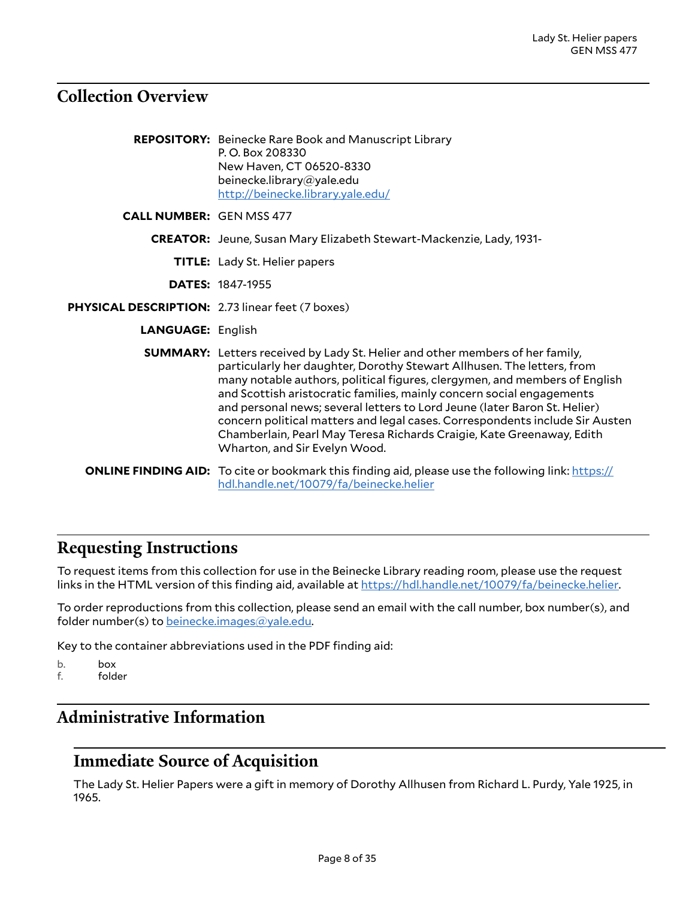## Collection Overview

**REPOSITORY:** Beinecke Rare Book and Manuscript Library
P. O. Box 208330
New Haven, CT 06520-8330
beinecke.library@yale.edu
http://beinecke.library.yale.edu/

**CALL NUMBER:** GEN MSS 477

**CREATOR:** Jeune, Susan Mary Elizabeth Stewart-Mackenzie, Lady, 1931-

**TITLE:** Lady St. Helier papers

**DATES:** 1847-1955

**PHYSICAL DESCRIPTION:** 2.73 linear feet (7 boxes)

**LANGUAGE:** English

**SUMMARY:** Letters received by Lady St. Helier and other members of her family, particularly her daughter, Dorothy Stewart Allhusen. The letters, from many notable authors, political figures, clergymen, and members of English and Scottish aristocratic families, mainly concern social engagements and personal news; several letters to Lord Jeune (later Baron St. Helier) concern political matters and legal cases. Correspondents include Sir Austen Chamberlain, Pearl May Teresa Richards Craigie, Kate Greenaway, Edith Wharton, and Sir Evelyn Wood.

**ONLINE FINDING AID:** To cite or bookmark this finding aid, please use the following link: https://hdl.handle.net/10079/fa/beinecke.helier

## Requesting Instructions

To request items from this collection for use in the Beinecke Library reading room, please use the request links in the HTML version of this finding aid, available at https://hdl.handle.net/10079/fa/beinecke.helier.

To order reproductions from this collection, please send an email with the call number, box number(s), and folder number(s) to beinecke.images@yale.edu.

Key to the container abbreviations used in the PDF finding aid:

b. box
f. folder

## Administrative Information

### Immediate Source of Acquisition

The Lady St. Helier Papers were a gift in memory of Dorothy Allhusen from Richard L. Purdy, Yale 1925, in 1965.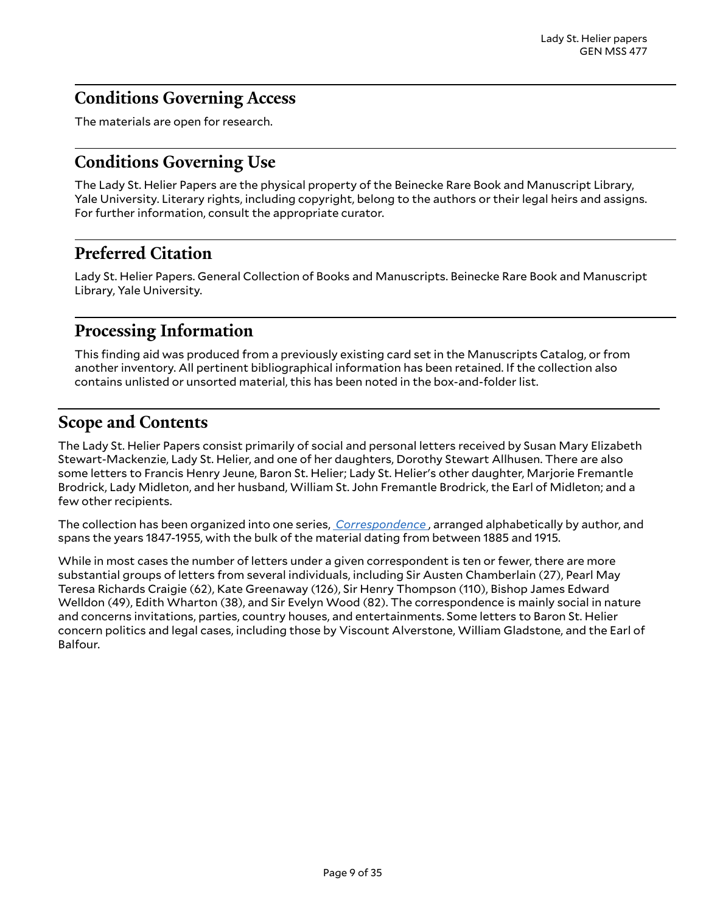## Conditions Governing Access

The materials are open for research.

## Conditions Governing Use

The Lady St. Helier Papers are the physical property of the Beinecke Rare Book and Manuscript Library, Yale University. Literary rights, including copyright, belong to the authors or their legal heirs and assigns. For further information, consult the appropriate curator.

## Preferred Citation

Lady St. Helier Papers. General Collection of Books and Manuscripts. Beinecke Rare Book and Manuscript Library, Yale University.

## Processing Information

This finding aid was produced from a previously existing card set in the Manuscripts Catalog, or from another inventory. All pertinent bibliographical information has been retained. If the collection also contains unlisted or unsorted material, this has been noted in the box-and-folder list.

## Scope and Contents

The Lady St. Helier Papers consist primarily of social and personal letters received by Susan Mary Elizabeth Stewart-Mackenzie, Lady St. Helier, and one of her daughters, Dorothy Stewart Allhusen. There are also some letters to Francis Henry Jeune, Baron St. Helier; Lady St. Helier's other daughter, Marjorie Fremantle Brodrick, Lady Midleton, and her husband, William St. John Fremantle Brodrick, the Earl of Midleton; and a few other recipients.

The collection has been organized into one series, *Correspondence*, arranged alphabetically by author, and spans the years 1847-1955, with the bulk of the material dating from between 1885 and 1915.

While in most cases the number of letters under a given correspondent is ten or fewer, there are more substantial groups of letters from several individuals, including Sir Austen Chamberlain (27), Pearl May Teresa Richards Craigie (62), Kate Greenaway (126), Sir Henry Thompson (110), Bishop James Edward Welldon (49), Edith Wharton (38), and Sir Evelyn Wood (82). The correspondence is mainly social in nature and concerns invitations, parties, country houses, and entertainments. Some letters to Baron St. Helier concern politics and legal cases, including those by Viscount Alverstone, William Gladstone, and the Earl of Balfour.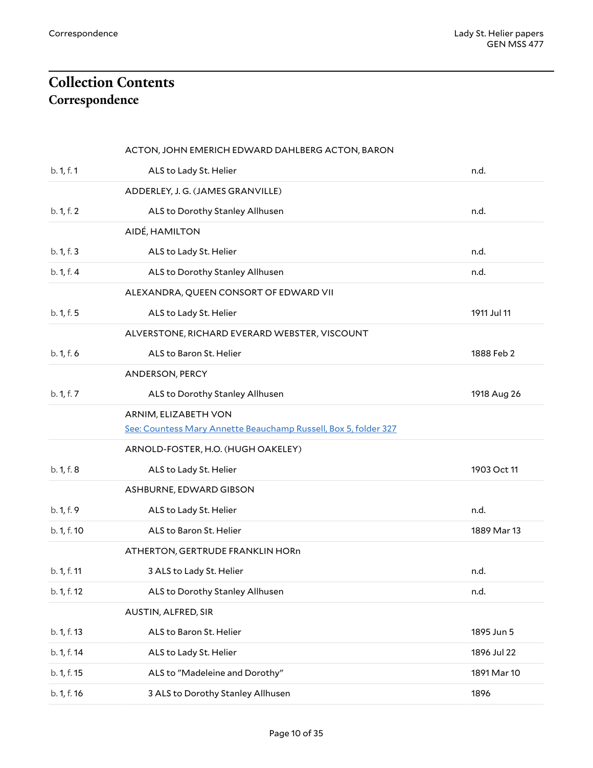# Collection Contents

## Correspondence

| | | |
|---|---|---|
| | ACTON, JOHN EMERICH EDWARD DAHLBERG ACTON, BARON | |
| b. 1, f. 1 | ALS to Lady St. Helier | n.d. |
| | ADDERLEY, J. G. (JAMES GRANVILLE) | |
| b. 1, f. 2 | ALS to Dorothy Stanley Allhusen | n.d. |
| | AIDÉ, HAMILTON | |
| b. 1, f. 3 | ALS to Lady St. Helier | n.d. |
| b. 1, f. 4 | ALS to Dorothy Stanley Allhusen | n.d. |
| | ALEXANDRA, QUEEN CONSORT OF EDWARD VII | |
| b. 1, f. 5 | ALS to Lady St. Helier | 1911 Jul 11 |
| | ALVERSTONE, RICHARD EVERARD WEBSTER, VISCOUNT | |
| b. 1, f. 6 | ALS to Baron St. Helier | 1888 Feb 2 |
| | ANDERSON, PERCY | |
| b. 1, f. 7 | ALS to Dorothy Stanley Allhusen | 1918 Aug 26 |
| | ARNIM, ELIZABETH VON<br>See: Countess Mary Annette Beauchamp Russell, Box 5, folder 327 | |
| | ARNOLD-FOSTER, H.O. (HUGH OAKELEY) | |
| b. 1, f. 8 | ALS to Lady St. Helier | 1903 Oct 11 |
| | ASHBURNE, EDWARD GIBSON | |
| b. 1, f. 9 | ALS to Lady St. Helier | n.d. |
| b. 1, f. 10 | ALS to Baron St. Helier | 1889 Mar 13 |
| | ATHERTON, GERTRUDE FRANKLIN HORn | |
| b. 1, f. 11 | 3 ALS to Lady St. Helier | n.d. |
| b. 1, f. 12 | ALS to Dorothy Stanley Allhusen | n.d. |
| | AUSTIN, ALFRED, SIR | |
| b. 1, f. 13 | ALS to Baron St. Helier | 1895 Jun 5 |
| b. 1, f. 14 | ALS to Lady St. Helier | 1896 Jul 22 |
| b. 1, f. 15 | ALS to "Madeleine and Dorothy" | 1891 Mar 10 |
| b. 1, f. 16 | 3 ALS to Dorothy Stanley Allhusen | 1896 |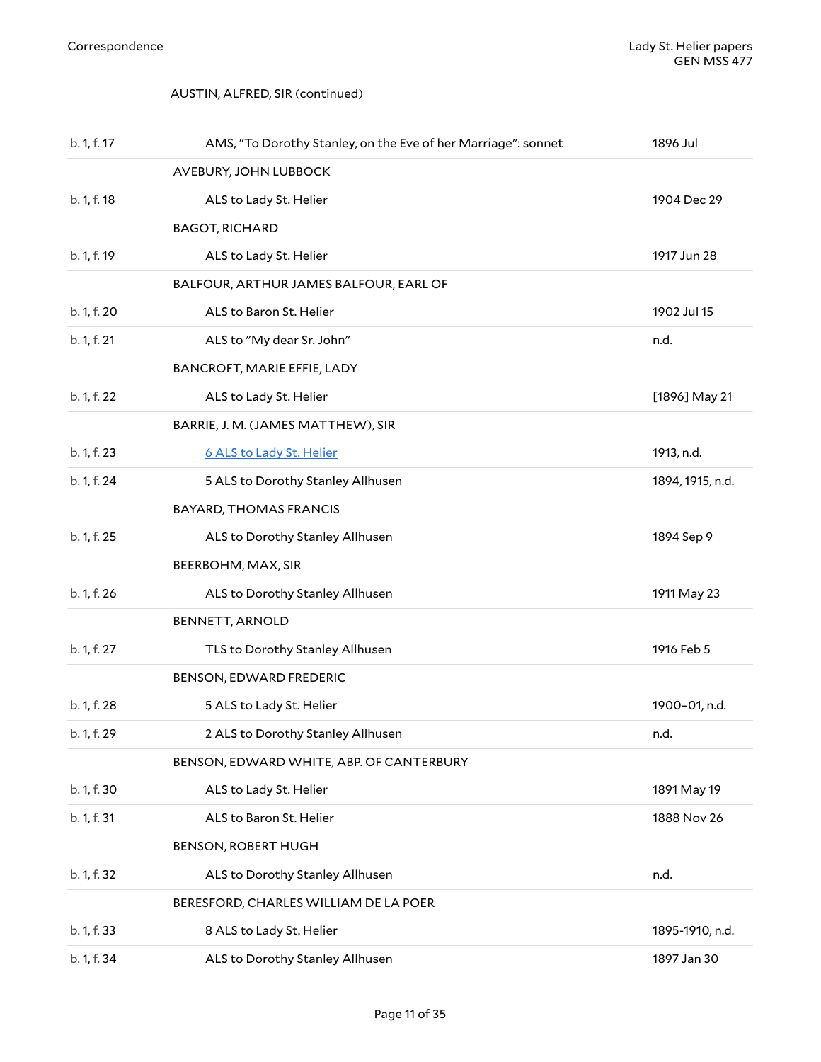AUSTIN, ALFRED, SIR (continued)

| | | |
|---|---|---|
| b. 1, f. 17 | AMS, "To Dorothy Stanley, on the Eve of her Marriage": sonnet | 1896 Jul |
| | AVEBURY, JOHN LUBBOCK | |
| b. 1, f. 18 | ALS to Lady St. Helier | 1904 Dec 29 |
| | BAGOT, RICHARD | |
| b. 1, f. 19 | ALS to Lady St. Helier | 1917 Jun 28 |
| | BALFOUR, ARTHUR JAMES BALFOUR, EARL OF | |
| b. 1, f. 20 | ALS to Baron St. Helier | 1902 Jul 15 |
| b. 1, f. 21 | ALS to "My dear Sr. John" | n.d. |
| | BANCROFT, MARIE EFFIE, LADY | |
| b. 1, f. 22 | ALS to Lady St. Helier | [1896] May 21 |
| | BARRIE, J. M. (JAMES MATTHEW), SIR | |
| b. 1, f. 23 | 6 ALS to Lady St. Helier | 1913, n.d. |
| b. 1, f. 24 | 5 ALS to Dorothy Stanley Allhusen | 1894, 1915, n.d. |
| | BAYARD, THOMAS FRANCIS | |
| b. 1, f. 25 | ALS to Dorothy Stanley Allhusen | 1894 Sep 9 |
| | BEERBOHM, MAX, SIR | |
| b. 1, f. 26 | ALS to Dorothy Stanley Allhusen | 1911 May 23 |
| | BENNETT, ARNOLD | |
| b. 1, f. 27 | TLS to Dorothy Stanley Allhusen | 1916 Feb 5 |
| | BENSON, EDWARD FREDERIC | |
| b. 1, f. 28 | 5 ALS to Lady St. Helier | 1900–01, n.d. |
| b. 1, f. 29 | 2 ALS to Dorothy Stanley Allhusen | n.d. |
| | BENSON, EDWARD WHITE, ABP. OF CANTERBURY | |
| b. 1, f. 30 | ALS to Lady St. Helier | 1891 May 19 |
| b. 1, f. 31 | ALS to Baron St. Helier | 1888 Nov 26 |
| | BENSON, ROBERT HUGH | |
| b. 1, f. 32 | ALS to Dorothy Stanley Allhusen | n.d. |
| | BERESFORD, CHARLES WILLIAM DE LA POER | |
| b. 1, f. 33 | 8 ALS to Lady St. Helier | 1895-1910, n.d. |
| b. 1, f. 34 | ALS to Dorothy Stanley Allhusen | 1897 Jan 30 |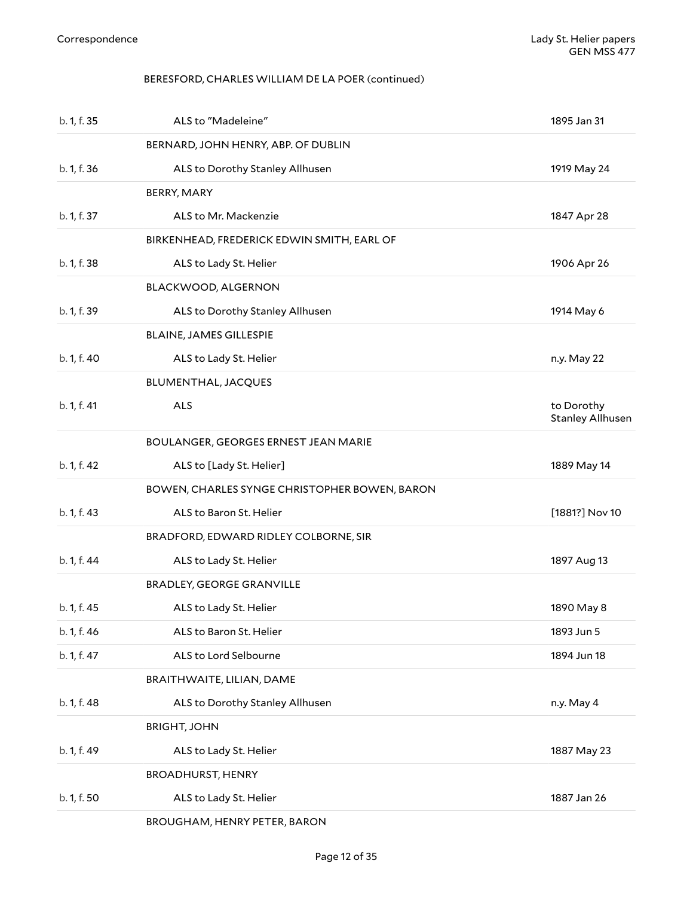BERESFORD, CHARLES WILLIAM DE LA POER (continued)

| | | |
|---|---|---|
| b. 1, f. 35 | ALS to "Madeleine" | 1895 Jan 31 |
| | BERNARD, JOHN HENRY, ABP. OF DUBLIN | |
| b. 1, f. 36 | ALS to Dorothy Stanley Allhusen | 1919 May 24 |
| | BERRY, MARY | |
| b. 1, f. 37 | ALS to Mr. Mackenzie | 1847 Apr 28 |
| | BIRKENHEAD, FREDERICK EDWIN SMITH, EARL OF | |
| b. 1, f. 38 | ALS to Lady St. Helier | 1906 Apr 26 |
| | BLACKWOOD, ALGERNON | |
| b. 1, f. 39 | ALS to Dorothy Stanley Allhusen | 1914 May 6 |
| | BLAINE, JAMES GILLESPIE | |
| b. 1, f. 40 | ALS to Lady St. Helier | n.y. May 22 |
| | BLUMENTHAL, JACQUES | |
| b. 1, f. 41 | ALS | to Dorothy Stanley Allhusen |
| | BOULANGER, GEORGES ERNEST JEAN MARIE | |
| b. 1, f. 42 | ALS to [Lady St. Helier] | 1889 May 14 |
| | BOWEN, CHARLES SYNGE CHRISTOPHER BOWEN, BARON | |
| b. 1, f. 43 | ALS to Baron St. Helier | [1881?] Nov 10 |
| | BRADFORD, EDWARD RIDLEY COLBORNE, SIR | |
| b. 1, f. 44 | ALS to Lady St. Helier | 1897 Aug 13 |
| | BRADLEY, GEORGE GRANVILLE | |
| b. 1, f. 45 | ALS to Lady St. Helier | 1890 May 8 |
| b. 1, f. 46 | ALS to Baron St. Helier | 1893 Jun 5 |
| b. 1, f. 47 | ALS to Lord Selbourne | 1894 Jun 18 |
| | BRAITHWAITE, LILIAN, DAME | |
| b. 1, f. 48 | ALS to Dorothy Stanley Allhusen | n.y. May 4 |
| | BRIGHT, JOHN | |
| b. 1, f. 49 | ALS to Lady St. Helier | 1887 May 23 |
| | BROADHURST, HENRY | |
| b. 1, f. 50 | ALS to Lady St. Helier | 1887 Jan 26 |
| | BROUGHAM, HENRY PETER, BARON | |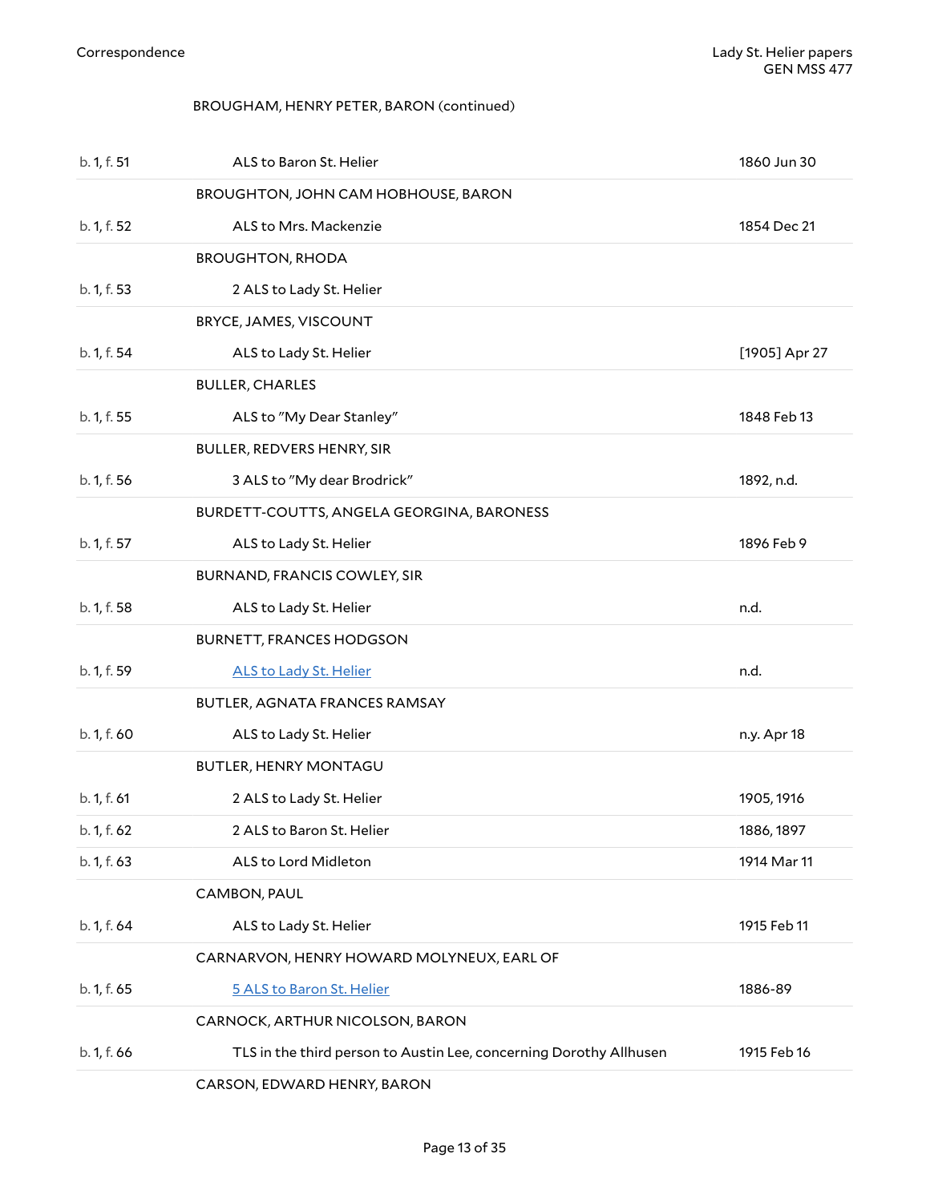BROUGHAM, HENRY PETER, BARON (continued)

| | | |
|---|---|---|
| b. 1, f. 51 | ALS to Baron St. Helier | 1860 Jun 30 |
| | BROUGHTON, JOHN CAM HOBHOUSE, BARON | |
| b. 1, f. 52 | ALS to Mrs. Mackenzie | 1854 Dec 21 |
| | BROUGHTON, RHODA | |
| b. 1, f. 53 | 2 ALS to Lady St. Helier | |
| | BRYCE, JAMES, VISCOUNT | |
| b. 1, f. 54 | ALS to Lady St. Helier | [1905] Apr 27 |
| | BULLER, CHARLES | |
| b. 1, f. 55 | ALS to "My Dear Stanley" | 1848 Feb 13 |
| | BULLER, REDVERS HENRY, SIR | |
| b. 1, f. 56 | 3 ALS to "My dear Brodrick" | 1892, n.d. |
| | BURDETT-COUTTS, ANGELA GEORGINA, BARONESS | |
| b. 1, f. 57 | ALS to Lady St. Helier | 1896 Feb 9 |
| | BURNAND, FRANCIS COWLEY, SIR | |
| b. 1, f. 58 | ALS to Lady St. Helier | n.d. |
| | BURNETT, FRANCES HODGSON | |
| b. 1, f. 59 | ALS to Lady St. Helier | n.d. |
| | BUTLER, AGNATA FRANCES RAMSAY | |
| b. 1, f. 60 | ALS to Lady St. Helier | n.y. Apr 18 |
| | BUTLER, HENRY MONTAGU | |
| b. 1, f. 61 | 2 ALS to Lady St. Helier | 1905, 1916 |
| b. 1, f. 62 | 2 ALS to Baron St. Helier | 1886, 1897 |
| b. 1, f. 63 | ALS to Lord Midleton | 1914 Mar 11 |
| | CAMBON, PAUL | |
| b. 1, f. 64 | ALS to Lady St. Helier | 1915 Feb 11 |
| | CARNARVON, HENRY HOWARD MOLYNEUX, EARL OF | |
| b. 1, f. 65 | 5 ALS to Baron St. Helier | 1886-89 |
| | CARNOCK, ARTHUR NICOLSON, BARON | |
| b. 1, f. 66 | TLS in the third person to Austin Lee, concerning Dorothy Allhusen | 1915 Feb 16 |
| | CARSON, EDWARD HENRY, BARON | |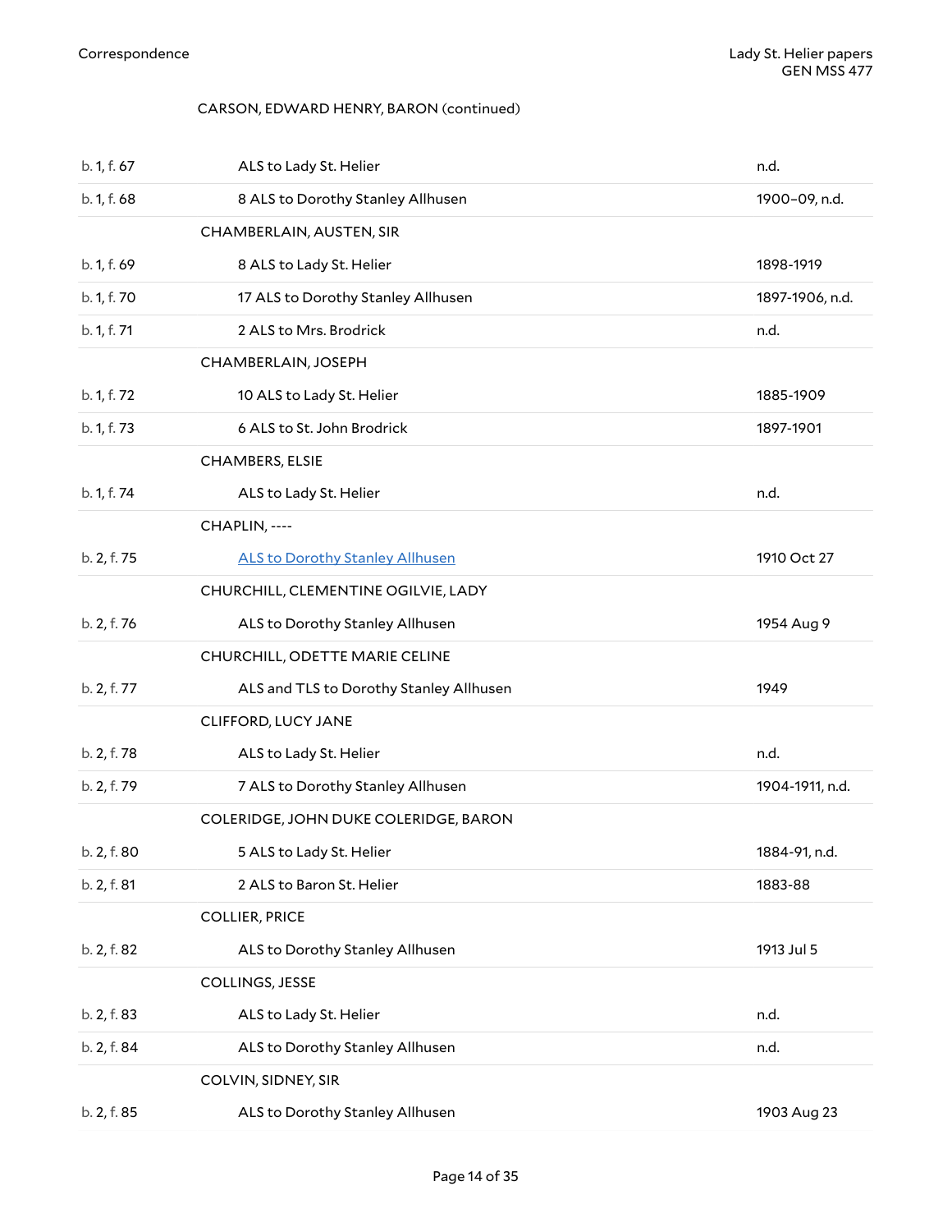CARSON, EDWARD HENRY, BARON (continued)

| | | |
|---|---|---|
| b. 1, f. 67 | ALS to Lady St. Helier | n.d. |
| b. 1, f. 68 | 8 ALS to Dorothy Stanley Allhusen | 1900–09, n.d. |
| | **CHAMBERLAIN, AUSTEN, SIR** | |
| b. 1, f. 69 | 8 ALS to Lady St. Helier | 1898-1919 |
| b. 1, f. 70 | 17 ALS to Dorothy Stanley Allhusen | 1897-1906, n.d. |
| b. 1, f. 71 | 2 ALS to Mrs. Brodrick | n.d. |
| | **CHAMBERLAIN, JOSEPH** | |
| b. 1, f. 72 | 10 ALS to Lady St. Helier | 1885-1909 |
| b. 1, f. 73 | 6 ALS to St. John Brodrick | 1897-1901 |
| | **CHAMBERS, ELSIE** | |
| b. 1, f. 74 | ALS to Lady St. Helier | n.d. |
| | **CHAPLIN, ----** | |
| b. 2, f. 75 | ALS to Dorothy Stanley Allhusen | 1910 Oct 27 |
| | **CHURCHILL, CLEMENTINE OGILVIE, LADY** | |
| b. 2, f. 76 | ALS to Dorothy Stanley Allhusen | 1954 Aug 9 |
| | **CHURCHILL, ODETTE MARIE CELINE** | |
| b. 2, f. 77 | ALS and TLS to Dorothy Stanley Allhusen | 1949 |
| | **CLIFFORD, LUCY JANE** | |
| b. 2, f. 78 | ALS to Lady St. Helier | n.d. |
| b. 2, f. 79 | 7 ALS to Dorothy Stanley Allhusen | 1904-1911, n.d. |
| | **COLERIDGE, JOHN DUKE COLERIDGE, BARON** | |
| b. 2, f. 80 | 5 ALS to Lady St. Helier | 1884-91, n.d. |
| b. 2, f. 81 | 2 ALS to Baron St. Helier | 1883-88 |
| | **COLLIER, PRICE** | |
| b. 2, f. 82 | ALS to Dorothy Stanley Allhusen | 1913 Jul 5 |
| | **COLLINGS, JESSE** | |
| b. 2, f. 83 | ALS to Lady St. Helier | n.d. |
| b. 2, f. 84 | ALS to Dorothy Stanley Allhusen | n.d. |
| | **COLVIN, SIDNEY, SIR** | |
| b. 2, f. 85 | ALS to Dorothy Stanley Allhusen | 1903 Aug 23 |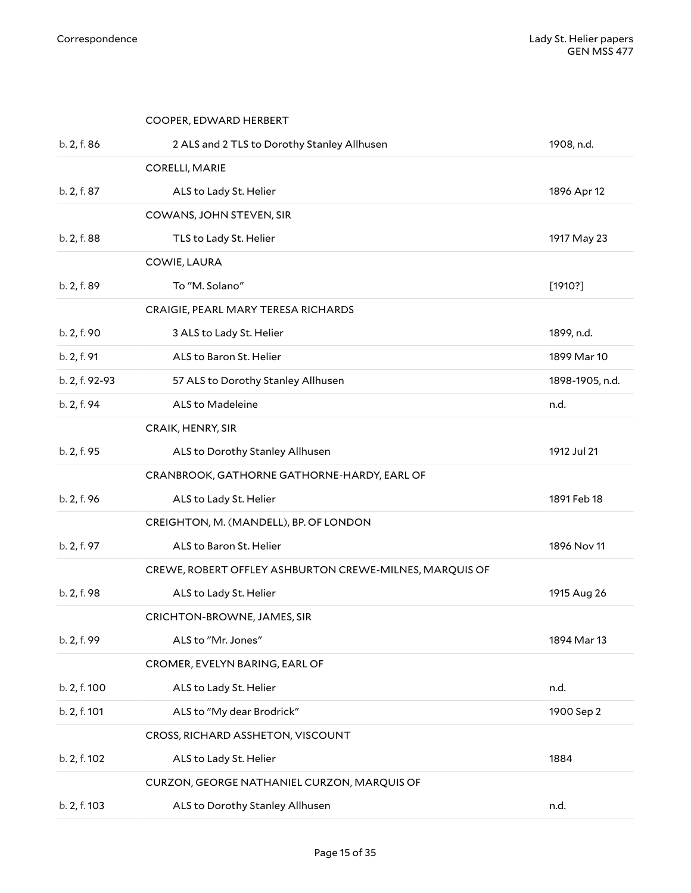| | | |
|---|---|---|
| | COOPER, EDWARD HERBERT | |
| b. 2, f. 86 | 2 ALS and 2 TLS to Dorothy Stanley Allhusen | 1908, n.d. |
| | CORELLI, MARIE | |
| b. 2, f. 87 | ALS to Lady St. Helier | 1896 Apr 12 |
| | COWANS, JOHN STEVEN, SIR | |
| b. 2, f. 88 | TLS to Lady St. Helier | 1917 May 23 |
| | COWIE, LAURA | |
| b. 2, f. 89 | To "M. Solano" | [1910?] |
| | CRAIGIE, PEARL MARY TERESA RICHARDS | |
| b. 2, f. 90 | 3 ALS to Lady St. Helier | 1899, n.d. |
| b. 2, f. 91 | ALS to Baron St. Helier | 1899 Mar 10 |
| b. 2, f. 92-93 | 57 ALS to Dorothy Stanley Allhusen | 1898-1905, n.d. |
| b. 2, f. 94 | ALS to Madeleine | n.d. |
| | CRAIK, HENRY, SIR | |
| b. 2, f. 95 | ALS to Dorothy Stanley Allhusen | 1912 Jul 21 |
| | CRANBROOK, GATHORNE GATHORNE-HARDY, EARL OF | |
| b. 2, f. 96 | ALS to Lady St. Helier | 1891 Feb 18 |
| | CREIGHTON, M. (MANDELL), BP. OF LONDON | |
| b. 2, f. 97 | ALS to Baron St. Helier | 1896 Nov 11 |
| | CREWE, ROBERT OFFLEY ASHBURTON CREWE-MILNES, MARQUIS OF | |
| b. 2, f. 98 | ALS to Lady St. Helier | 1915 Aug 26 |
| | CRICHTON-BROWNE, JAMES, SIR | |
| b. 2, f. 99 | ALS to "Mr. Jones" | 1894 Mar 13 |
| | CROMER, EVELYN BARING, EARL OF | |
| b. 2, f. 100 | ALS to Lady St. Helier | n.d. |
| b. 2, f. 101 | ALS to "My dear Brodrick" | 1900 Sep 2 |
| | CROSS, RICHARD ASSHETON, VISCOUNT | |
| b. 2, f. 102 | ALS to Lady St. Helier | 1884 |
| | CURZON, GEORGE NATHANIEL CURZON, MARQUIS OF | |
| b. 2, f. 103 | ALS to Dorothy Stanley Allhusen | n.d. |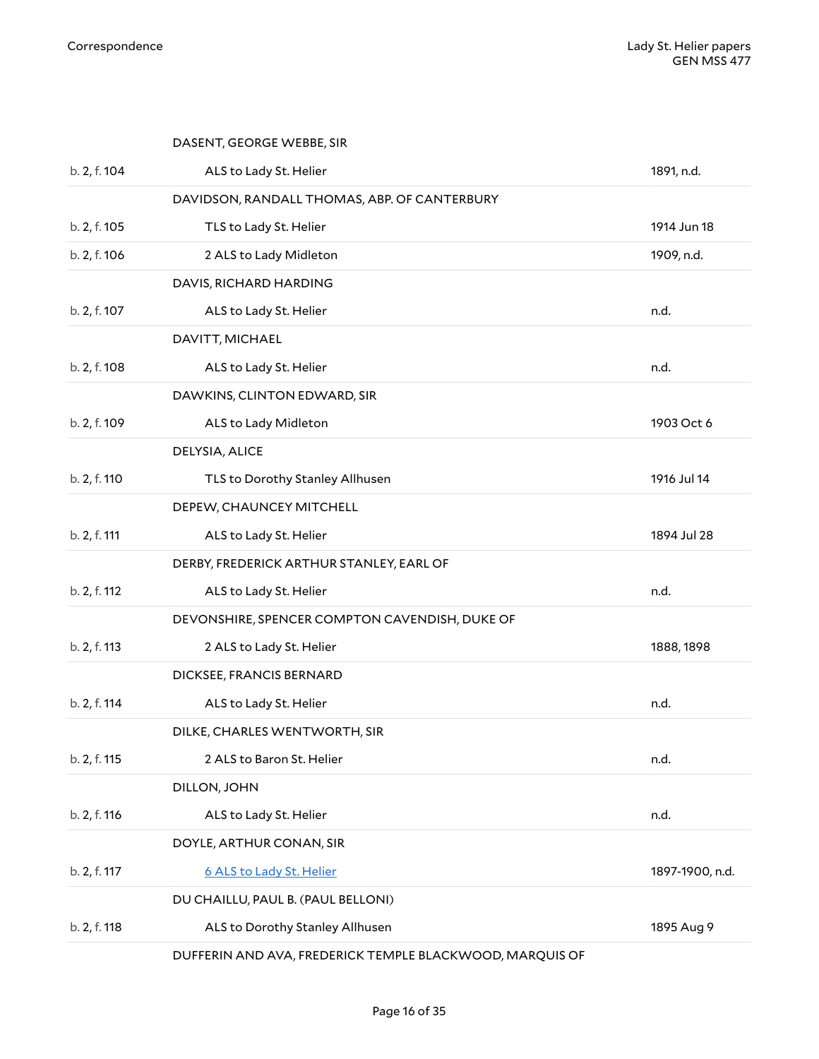| | | |
|---|---|---|
| | DASENT, GEORGE WEBBE, SIR | |
| b. 2, f. 104 | ALS to Lady St. Helier | 1891, n.d. |
| | DAVIDSON, RANDALL THOMAS, ABP. OF CANTERBURY | |
| b. 2, f. 105 | TLS to Lady St. Helier | 1914 Jun 18 |
| b. 2, f. 106 | 2 ALS to Lady Midleton | 1909, n.d. |
| | DAVIS, RICHARD HARDING | |
| b. 2, f. 107 | ALS to Lady St. Helier | n.d. |
| | DAVITT, MICHAEL | |
| b. 2, f. 108 | ALS to Lady St. Helier | n.d. |
| | DAWKINS, CLINTON EDWARD, SIR | |
| b. 2, f. 109 | ALS to Lady Midleton | 1903 Oct 6 |
| | DELYSIA, ALICE | |
| b. 2, f. 110 | TLS to Dorothy Stanley Allhusen | 1916 Jul 14 |
| | DEPEW, CHAUNCEY MITCHELL | |
| b. 2, f. 111 | ALS to Lady St. Helier | 1894 Jul 28 |
| | DERBY, FREDERICK ARTHUR STANLEY, EARL OF | |
| b. 2, f. 112 | ALS to Lady St. Helier | n.d. |
| | DEVONSHIRE, SPENCER COMPTON CAVENDISH, DUKE OF | |
| b. 2, f. 113 | 2 ALS to Lady St. Helier | 1888, 1898 |
| | DICKSEE, FRANCIS BERNARD | |
| b. 2, f. 114 | ALS to Lady St. Helier | n.d. |
| | DILKE, CHARLES WENTWORTH, SIR | |
| b. 2, f. 115 | 2 ALS to Baron St. Helier | n.d. |
| | DILLON, JOHN | |
| b. 2, f. 116 | ALS to Lady St. Helier | n.d. |
| | DOYLE, ARTHUR CONAN, SIR | |
| b. 2, f. 117 | 6 ALS to Lady St. Helier | 1897-1900, n.d. |
| | DU CHAILLU, PAUL B. (PAUL BELLONI) | |
| b. 2, f. 118 | ALS to Dorothy Stanley Allhusen | 1895 Aug 9 |
| | DUFFERIN AND AVA, FREDERICK TEMPLE BLACKWOOD, MARQUIS OF | |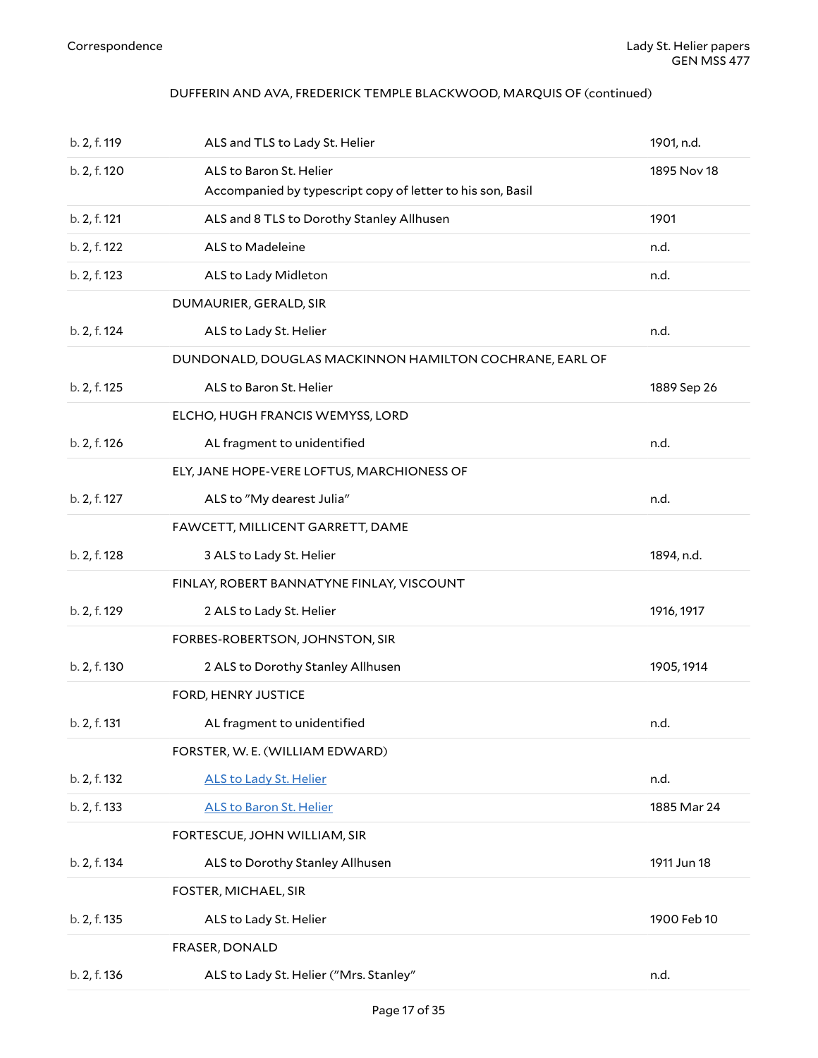DUFFERIN AND AVA, FREDERICK TEMPLE BLACKWOOD, MARQUIS OF (continued)

| | | |
|---|---|---|
| b. 2, f. 119 | ALS and TLS to Lady St. Helier | 1901, n.d. |
| b. 2, f. 120 | ALS to Baron St. Helier<br>Accompanied by typescript copy of letter to his son, Basil | 1895 Nov 18 |
| b. 2, f. 121 | ALS and 8 TLS to Dorothy Stanley Allhusen | 1901 |
| b. 2, f. 122 | ALS to Madeleine | n.d. |
| b. 2, f. 123 | ALS to Lady Midleton | n.d. |
| | DUMAURIER, GERALD, SIR | |
| b. 2, f. 124 | ALS to Lady St. Helier | n.d. |
| | DUNDONALD, DOUGLAS MACKINNON HAMILTON COCHRANE, EARL OF | |
| b. 2, f. 125 | ALS to Baron St. Helier | 1889 Sep 26 |
| | ELCHO, HUGH FRANCIS WEMYSS, LORD | |
| b. 2, f. 126 | AL fragment to unidentified | n.d. |
| | ELY, JANE HOPE-VERE LOFTUS, MARCHIONESS OF | |
| b. 2, f. 127 | ALS to "My dearest Julia" | n.d. |
| | FAWCETT, MILLICENT GARRETT, DAME | |
| b. 2, f. 128 | 3 ALS to Lady St. Helier | 1894, n.d. |
| | FINLAY, ROBERT BANNATYNE FINLAY, VISCOUNT | |
| b. 2, f. 129 | 2 ALS to Lady St. Helier | 1916, 1917 |
| | FORBES-ROBERTSON, JOHNSTON, SIR | |
| b. 2, f. 130 | 2 ALS to Dorothy Stanley Allhusen | 1905, 1914 |
| | FORD, HENRY JUSTICE | |
| b. 2, f. 131 | AL fragment to unidentified | n.d. |
| | FORSTER, W. E. (WILLIAM EDWARD) | |
| b. 2, f. 132 | ALS to Lady St. Helier | n.d. |
| b. 2, f. 133 | ALS to Baron St. Helier | 1885 Mar 24 |
| | FORTESCUE, JOHN WILLIAM, SIR | |
| b. 2, f. 134 | ALS to Dorothy Stanley Allhusen | 1911 Jun 18 |
| | FOSTER, MICHAEL, SIR | |
| b. 2, f. 135 | ALS to Lady St. Helier | 1900 Feb 10 |
| | FRASER, DONALD | |
| b. 2, f. 136 | ALS to Lady St. Helier ("Mrs. Stanley" | n.d. |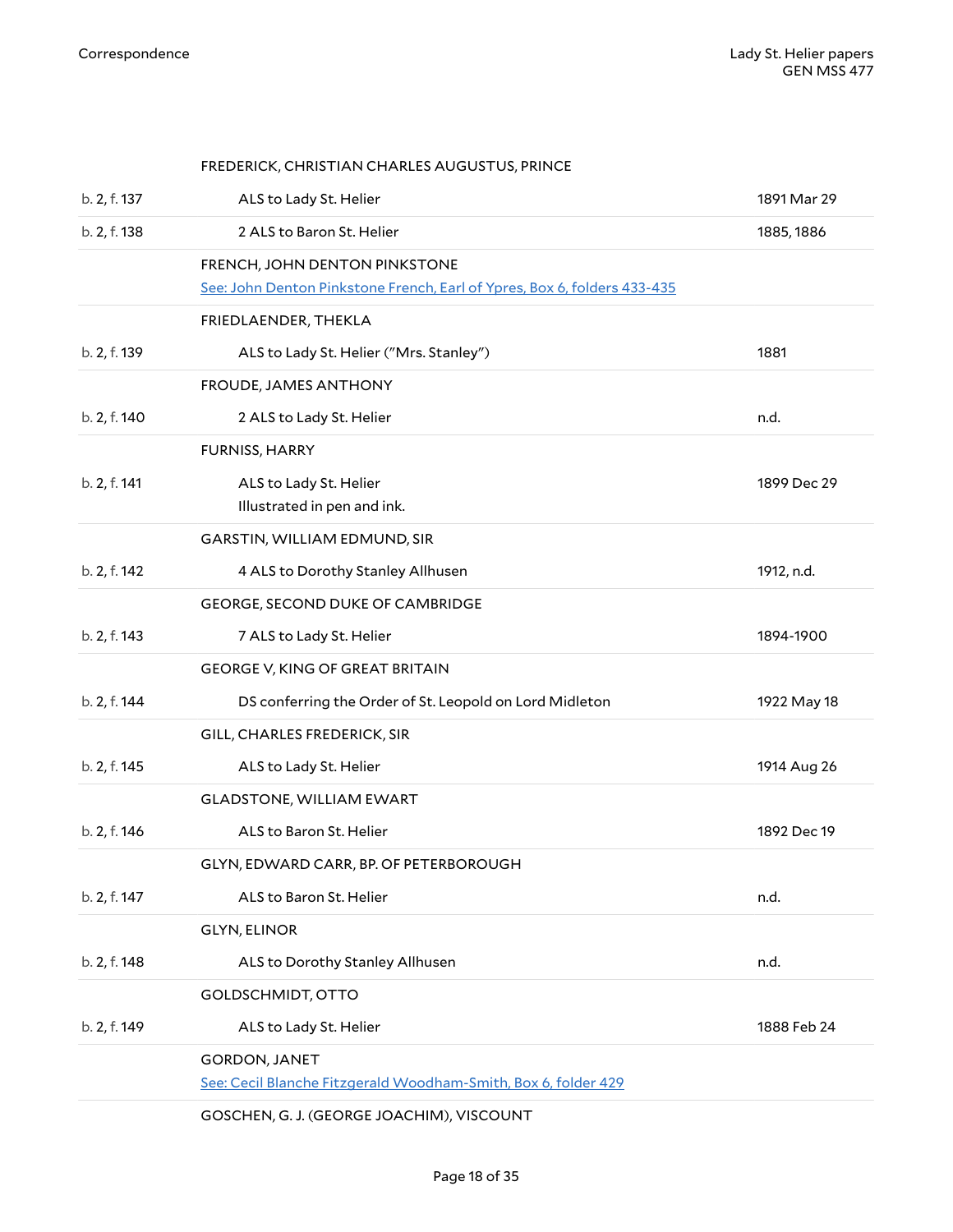| | | |
|---|---|---|
| | FREDERICK, CHRISTIAN CHARLES AUGUSTUS, PRINCE | |
| b. 2, f. 137 | ALS to Lady St. Helier | 1891 Mar 29 |
| b. 2, f. 138 | 2 ALS to Baron St. Helier | 1885, 1886 |
| | FRENCH, JOHN DENTON PINKSTONE<br>See: John Denton Pinkstone French, Earl of Ypres, Box 6, folders 433-435 | |
| | FRIEDLAENDER, THEKLA | |
| b. 2, f. 139 | ALS to Lady St. Helier ("Mrs. Stanley") | 1881 |
| | FROUDE, JAMES ANTHONY | |
| b. 2, f. 140 | 2 ALS to Lady St. Helier | n.d. |
| | FURNISS, HARRY | |
| b. 2, f. 141 | ALS to Lady St. Helier<br>Illustrated in pen and ink. | 1899 Dec 29 |
| | GARSTIN, WILLIAM EDMUND, SIR | |
| b. 2, f. 142 | 4 ALS to Dorothy Stanley Allhusen | 1912, n.d. |
| | GEORGE, SECOND DUKE OF CAMBRIDGE | |
| b. 2, f. 143 | 7 ALS to Lady St. Helier | 1894-1900 |
| | GEORGE V, KING OF GREAT BRITAIN | |
| b. 2, f. 144 | DS conferring the Order of St. Leopold on Lord Midleton | 1922 May 18 |
| | GILL, CHARLES FREDERICK, SIR | |
| b. 2, f. 145 | ALS to Lady St. Helier | 1914 Aug 26 |
| | GLADSTONE, WILLIAM EWART | |
| b. 2, f. 146 | ALS to Baron St. Helier | 1892 Dec 19 |
| | GLYN, EDWARD CARR, BP. OF PETERBOROUGH | |
| b. 2, f. 147 | ALS to Baron St. Helier | n.d. |
| | GLYN, ELINOR | |
| b. 2, f. 148 | ALS to Dorothy Stanley Allhusen | n.d. |
| | GOLDSCHMIDT, OTTO | |
| b. 2, f. 149 | ALS to Lady St. Helier | 1888 Feb 24 |
| | GORDON, JANET<br>See: Cecil Blanche Fitzgerald Woodham-Smith, Box 6, folder 429 | |
| | GOSCHEN, G. J. (GEORGE JOACHIM), VISCOUNT | |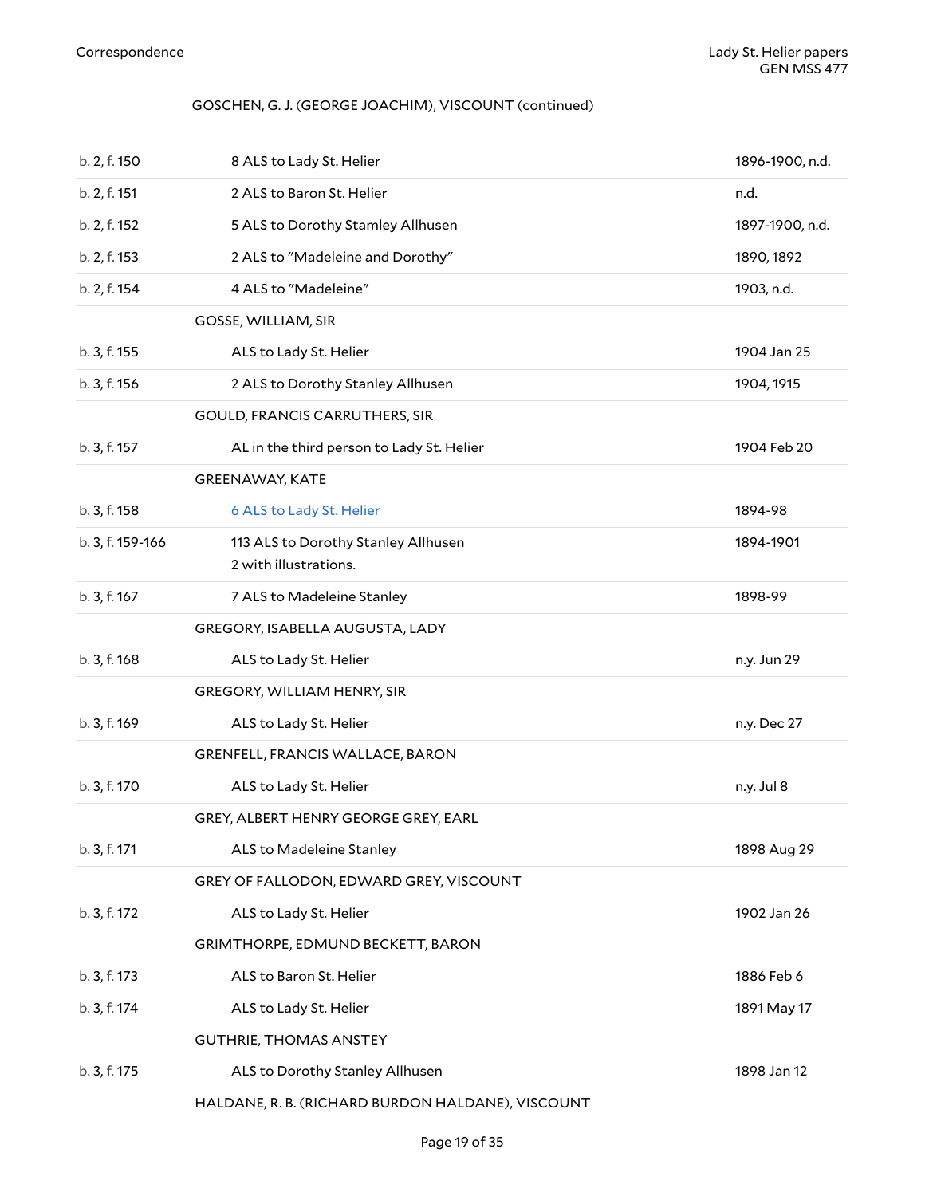GOSCHEN, G. J. (GEORGE JOACHIM), VISCOUNT (continued)

| | | |
|---|---|---|
| b. 2, f. 150 | 8 ALS to Lady St. Helier | 1896-1900, n.d. |
| b. 2, f. 151 | 2 ALS to Baron St. Helier | n.d. |
| b. 2, f. 152 | 5 ALS to Dorothy Stamley Allhusen | 1897-1900, n.d. |
| b. 2, f. 153 | 2 ALS to "Madeleine and Dorothy" | 1890, 1892 |
| b. 2, f. 154 | 4 ALS to "Madeleine" | 1903, n.d. |
| | GOSSE, WILLIAM, SIR | |
| b. 3, f. 155 | ALS to Lady St. Helier | 1904 Jan 25 |
| b. 3, f. 156 | 2 ALS to Dorothy Stanley Allhusen | 1904, 1915 |
| | GOULD, FRANCIS CARRUTHERS, SIR | |
| b. 3, f. 157 | AL in the third person to Lady St. Helier | 1904 Feb 20 |
| | GREENAWAY, KATE | |
| b. 3, f. 158 | 6 ALS to Lady St. Helier | 1894-98 |
| b. 3, f. 159-166 | 113 ALS to Dorothy Stanley Allhusen<br>2 with illustrations. | 1894-1901 |
| b. 3, f. 167 | 7 ALS to Madeleine Stanley | 1898-99 |
| | GREGORY, ISABELLA AUGUSTA, LADY | |
| b. 3, f. 168 | ALS to Lady St. Helier | n.y. Jun 29 |
| | GREGORY, WILLIAM HENRY, SIR | |
| b. 3, f. 169 | ALS to Lady St. Helier | n.y. Dec 27 |
| | GRENFELL, FRANCIS WALLACE, BARON | |
| b. 3, f. 170 | ALS to Lady St. Helier | n.y. Jul 8 |
| | GREY, ALBERT HENRY GEORGE GREY, EARL | |
| b. 3, f. 171 | ALS to Madeleine Stanley | 1898 Aug 29 |
| | GREY OF FALLODON, EDWARD GREY, VISCOUNT | |
| b. 3, f. 172 | ALS to Lady St. Helier | 1902 Jan 26 |
| | GRIMTHORPE, EDMUND BECKETT, BARON | |
| b. 3, f. 173 | ALS to Baron St. Helier | 1886 Feb 6 |
| b. 3, f. 174 | ALS to Lady St. Helier | 1891 May 17 |
| | GUTHRIE, THOMAS ANSTEY | |
| b. 3, f. 175 | ALS to Dorothy Stanley Allhusen | 1898 Jan 12 |
| | HALDANE, R. B. (RICHARD BURDON HALDANE), VISCOUNT | |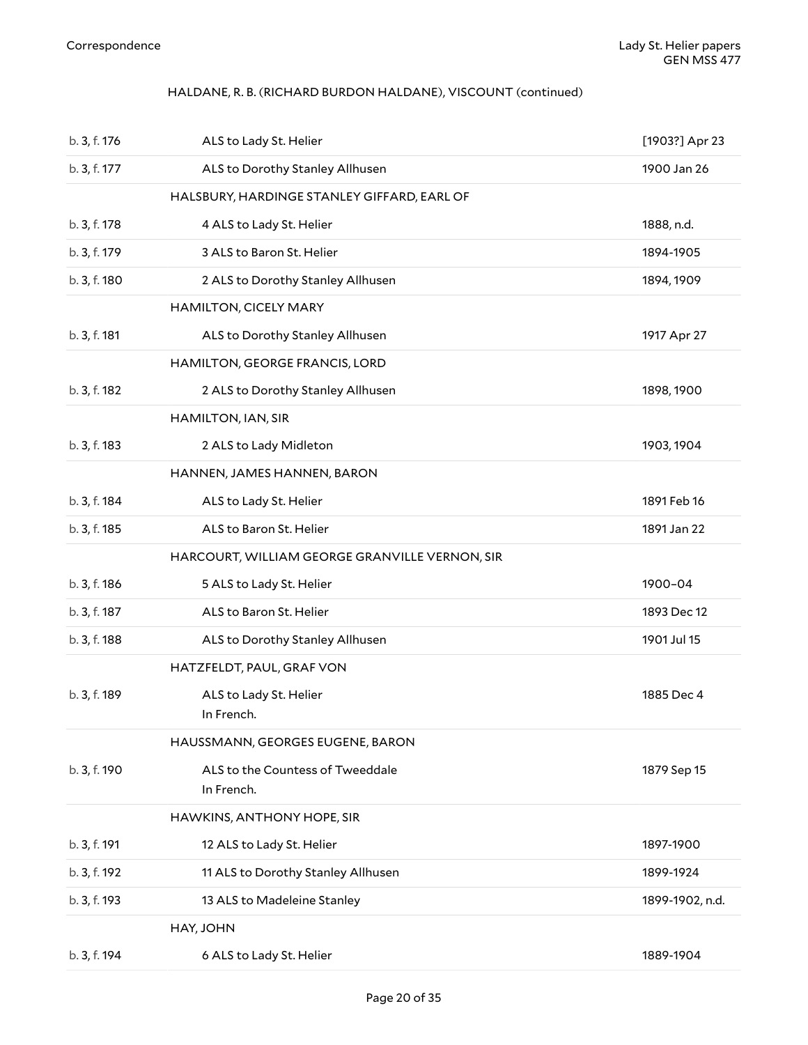HALDANE, R. B. (RICHARD BURDON HALDANE), VISCOUNT (continued)

| | | |
|---|---|---|
| b. 3, f. 176 | ALS to Lady St. Helier | [1903?] Apr 23 |
| b. 3, f. 177 | ALS to Dorothy Stanley Allhusen | 1900 Jan 26 |
| | HALSBURY, HARDINGE STANLEY GIFFARD, EARL OF | |
| b. 3, f. 178 | 4 ALS to Lady St. Helier | 1888, n.d. |
| b. 3, f. 179 | 3 ALS to Baron St. Helier | 1894-1905 |
| b. 3, f. 180 | 2 ALS to Dorothy Stanley Allhusen | 1894, 1909 |
| | HAMILTON, CICELY MARY | |
| b. 3, f. 181 | ALS to Dorothy Stanley Allhusen | 1917 Apr 27 |
| | HAMILTON, GEORGE FRANCIS, LORD | |
| b. 3, f. 182 | 2 ALS to Dorothy Stanley Allhusen | 1898, 1900 |
| | HAMILTON, IAN, SIR | |
| b. 3, f. 183 | 2 ALS to Lady Midleton | 1903, 1904 |
| | HANNEN, JAMES HANNEN, BARON | |
| b. 3, f. 184 | ALS to Lady St. Helier | 1891 Feb 16 |
| b. 3, f. 185 | ALS to Baron St. Helier | 1891 Jan 22 |
| | HARCOURT, WILLIAM GEORGE GRANVILLE VERNON, SIR | |
| b. 3, f. 186 | 5 ALS to Lady St. Helier | 1900–04 |
| b. 3, f. 187 | ALS to Baron St. Helier | 1893 Dec 12 |
| b. 3, f. 188 | ALS to Dorothy Stanley Allhusen | 1901 Jul 15 |
| | HATZFELDT, PAUL, GRAF VON | |
| b. 3, f. 189 | ALS to Lady St. Helier<br>In French. | 1885 Dec 4 |
| | HAUSSMANN, GEORGES EUGENE, BARON | |
| b. 3, f. 190 | ALS to the Countess of Tweeddale<br>In French. | 1879 Sep 15 |
| | HAWKINS, ANTHONY HOPE, SIR | |
| b. 3, f. 191 | 12 ALS to Lady St. Helier | 1897-1900 |
| b. 3, f. 192 | 11 ALS to Dorothy Stanley Allhusen | 1899-1924 |
| b. 3, f. 193 | 13 ALS to Madeleine Stanley | 1899-1902, n.d. |
| | HAY, JOHN | |
| b. 3, f. 194 | 6 ALS to Lady St. Helier | 1889-1904 |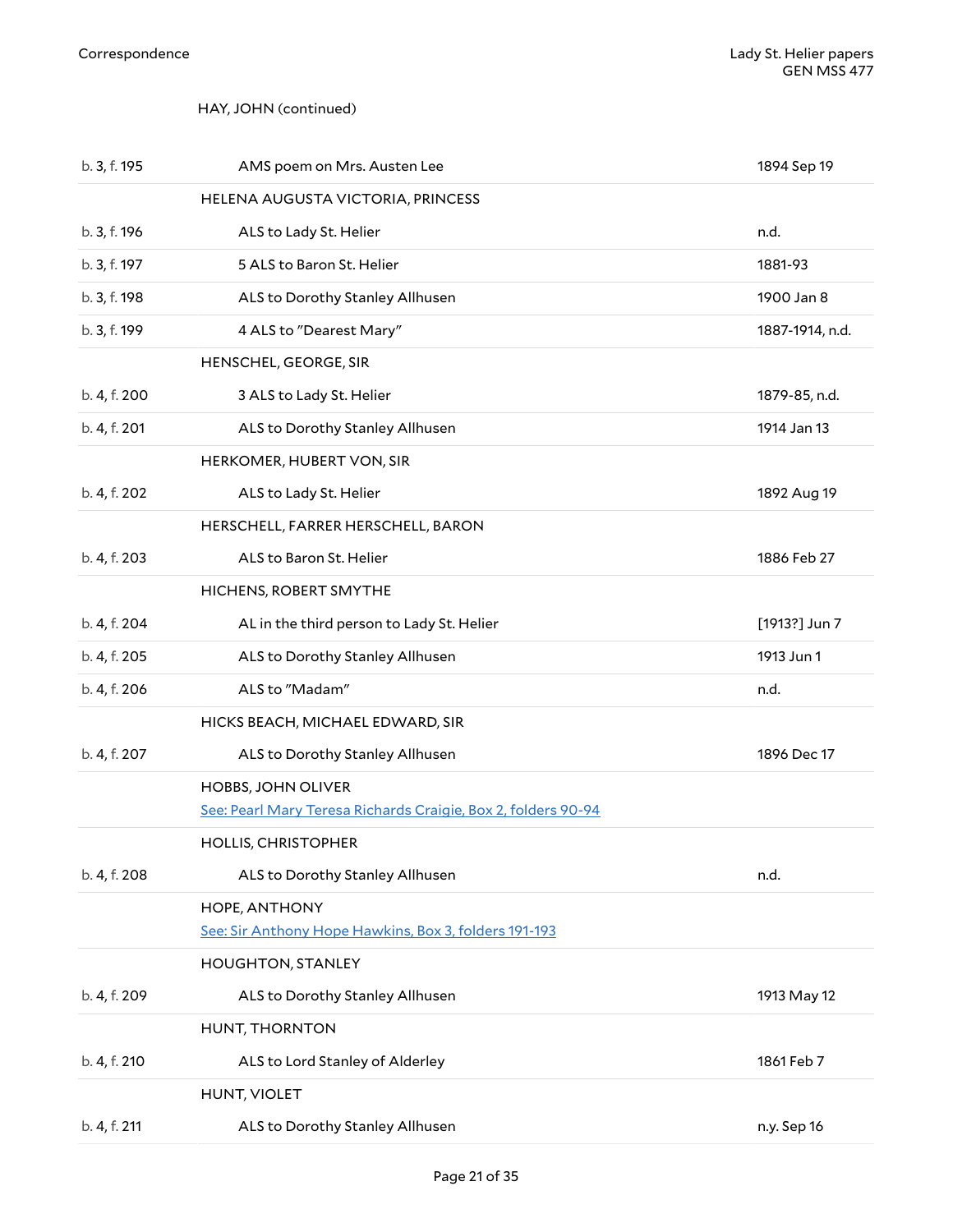HAY, JOHN (continued)

| | | |
|---|---|---|
| b. 3, f. 195 | AMS poem on Mrs. Austen Lee | 1894 Sep 19 |
| | HELENA AUGUSTA VICTORIA, PRINCESS | |
| b. 3, f. 196 | ALS to Lady St. Helier | n.d. |
| b. 3, f. 197 | 5 ALS to Baron St. Helier | 1881-93 |
| b. 3, f. 198 | ALS to Dorothy Stanley Allhusen | 1900 Jan 8 |
| b. 3, f. 199 | 4 ALS to "Dearest Mary" | 1887-1914, n.d. |
| | HENSCHEL, GEORGE, SIR | |
| b. 4, f. 200 | 3 ALS to Lady St. Helier | 1879-85, n.d. |
| b. 4, f. 201 | ALS to Dorothy Stanley Allhusen | 1914 Jan 13 |
| | HERKOMER, HUBERT VON, SIR | |
| b. 4, f. 202 | ALS to Lady St. Helier | 1892 Aug 19 |
| | HERSCHELL, FARRER HERSCHELL, BARON | |
| b. 4, f. 203 | ALS to Baron St. Helier | 1886 Feb 27 |
| | HICHENS, ROBERT SMYTHE | |
| b. 4, f. 204 | AL in the third person to Lady St. Helier | [1913?] Jun 7 |
| b. 4, f. 205 | ALS to Dorothy Stanley Allhusen | 1913 Jun 1 |
| b. 4, f. 206 | ALS to "Madam" | n.d. |
| | HICKS BEACH, MICHAEL EDWARD, SIR | |
| b. 4, f. 207 | ALS to Dorothy Stanley Allhusen | 1896 Dec 17 |
| | HOBBS, JOHN OLIVER<br>See: Pearl Mary Teresa Richards Craigie, Box 2, folders 90-94 | |
| | HOLLIS, CHRISTOPHER | |
| b. 4, f. 208 | ALS to Dorothy Stanley Allhusen | n.d. |
| | HOPE, ANTHONY<br>See: Sir Anthony Hope Hawkins, Box 3, folders 191-193 | |
| | HOUGHTON, STANLEY | |
| b. 4, f. 209 | ALS to Dorothy Stanley Allhusen | 1913 May 12 |
| | HUNT, THORNTON | |
| b. 4, f. 210 | ALS to Lord Stanley of Alderley | 1861 Feb 7 |
| | HUNT, VIOLET | |
| b. 4, f. 211 | ALS to Dorothy Stanley Allhusen | n.y. Sep 16 |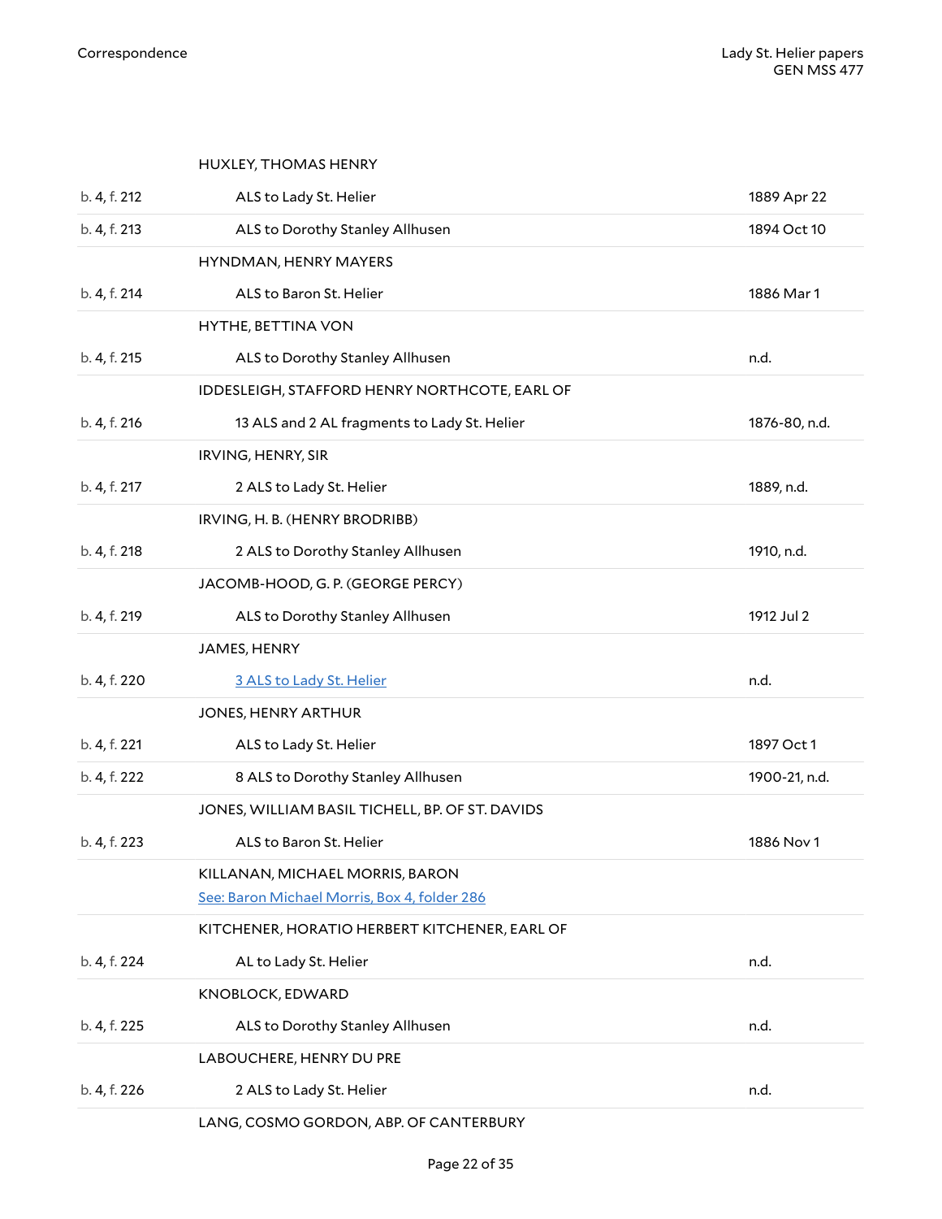| | | |
|---|---|---|
| | HUXLEY, THOMAS HENRY | |
| b. 4, f. 212 | ALS to Lady St. Helier | 1889 Apr 22 |
| b. 4, f. 213 | ALS to Dorothy Stanley Allhusen | 1894 Oct 10 |
| | HYNDMAN, HENRY MAYERS | |
| b. 4, f. 214 | ALS to Baron St. Helier | 1886 Mar 1 |
| | HYTHE, BETTINA VON | |
| b. 4, f. 215 | ALS to Dorothy Stanley Allhusen | n.d. |
| | IDDESLEIGH, STAFFORD HENRY NORTHCOTE, EARL OF | |
| b. 4, f. 216 | 13 ALS and 2 AL fragments to Lady St. Helier | 1876-80, n.d. |
| | IRVING, HENRY, SIR | |
| b. 4, f. 217 | 2 ALS to Lady St. Helier | 1889, n.d. |
| | IRVING, H. B. (HENRY BRODRIBB) | |
| b. 4, f. 218 | 2 ALS to Dorothy Stanley Allhusen | 1910, n.d. |
| | JACOMB-HOOD, G. P. (GEORGE PERCY) | |
| b. 4, f. 219 | ALS to Dorothy Stanley Allhusen | 1912 Jul 2 |
| | JAMES, HENRY | |
| b. 4, f. 220 | 3 ALS to Lady St. Helier | n.d. |
| | JONES, HENRY ARTHUR | |
| b. 4, f. 221 | ALS to Lady St. Helier | 1897 Oct 1 |
| b. 4, f. 222 | 8 ALS to Dorothy Stanley Allhusen | 1900-21, n.d. |
| | JONES, WILLIAM BASIL TICHELL, BP. OF ST. DAVIDS | |
| b. 4, f. 223 | ALS to Baron St. Helier | 1886 Nov 1 |
| | KILLANAN, MICHAEL MORRIS, BARON<br>See: Baron Michael Morris, Box 4, folder 286 | |
| | KITCHENER, HORATIO HERBERT KITCHENER, EARL OF | |
| b. 4, f. 224 | AL to Lady St. Helier | n.d. |
| | KNOBLOCK, EDWARD | |
| b. 4, f. 225 | ALS to Dorothy Stanley Allhusen | n.d. |
| | LABOUCHERE, HENRY DU PRE | |
| b. 4, f. 226 | 2 ALS to Lady St. Helier | n.d. |
| | LANG, COSMO GORDON, ABP. OF CANTERBURY | |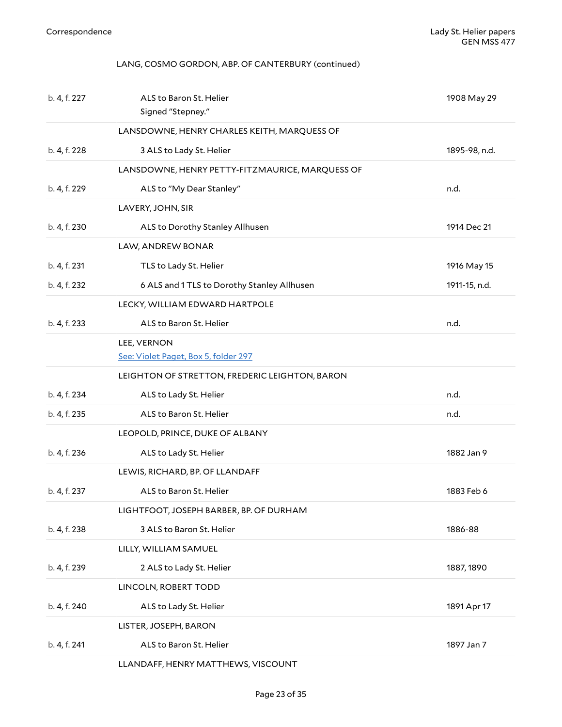LANG, COSMO GORDON, ABP. OF CANTERBURY (continued)

| | | |
|---|---|---|
| b. 4, f. 227 | ALS to Baron St. Helier<br>Signed "Stepney." | 1908 May 29 |
| | **LANSDOWNE, HENRY CHARLES KEITH, MARQUESS OF** | |
| b. 4, f. 228 | 3 ALS to Lady St. Helier | 1895-98, n.d. |
| | **LANSDOWNE, HENRY PETTY-FITZMAURICE, MARQUESS OF** | |
| b. 4, f. 229 | ALS to "My Dear Stanley" | n.d. |
| | **LAVERY, JOHN, SIR** | |
| b. 4, f. 230 | ALS to Dorothy Stanley Allhusen | 1914 Dec 21 |
| | **LAW, ANDREW BONAR** | |
| b. 4, f. 231 | TLS to Lady St. Helier | 1916 May 15 |
| b. 4, f. 232 | 6 ALS and 1 TLS to Dorothy Stanley Allhusen | 1911-15, n.d. |
| | **LECKY, WILLIAM EDWARD HARTPOLE** | |
| b. 4, f. 233 | ALS to Baron St. Helier | n.d. |
| | **LEE, VERNON**<br>See: Violet Paget, Box 5, folder 297 | |
| | **LEIGHTON OF STRETTON, FREDERIC LEIGHTON, BARON** | |
| b. 4, f. 234 | ALS to Lady St. Helier | n.d. |
| b. 4, f. 235 | ALS to Baron St. Helier | n.d. |
| | **LEOPOLD, PRINCE, DUKE OF ALBANY** | |
| b. 4, f. 236 | ALS to Lady St. Helier | 1882 Jan 9 |
| | **LEWIS, RICHARD, BP. OF LLANDAFF** | |
| b. 4, f. 237 | ALS to Baron St. Helier | 1883 Feb 6 |
| | **LIGHTFOOT, JOSEPH BARBER, BP. OF DURHAM** | |
| b. 4, f. 238 | 3 ALS to Baron St. Helier | 1886-88 |
| | **LILLY, WILLIAM SAMUEL** | |
| b. 4, f. 239 | 2 ALS to Lady St. Helier | 1887, 1890 |
| | **LINCOLN, ROBERT TODD** | |
| b. 4, f. 240 | ALS to Lady St. Helier | 1891 Apr 17 |
| | **LISTER, JOSEPH, BARON** | |
| b. 4, f. 241 | ALS to Baron St. Helier | 1897 Jan 7 |
| | **LLANDAFF, HENRY MATTHEWS, VISCOUNT** | |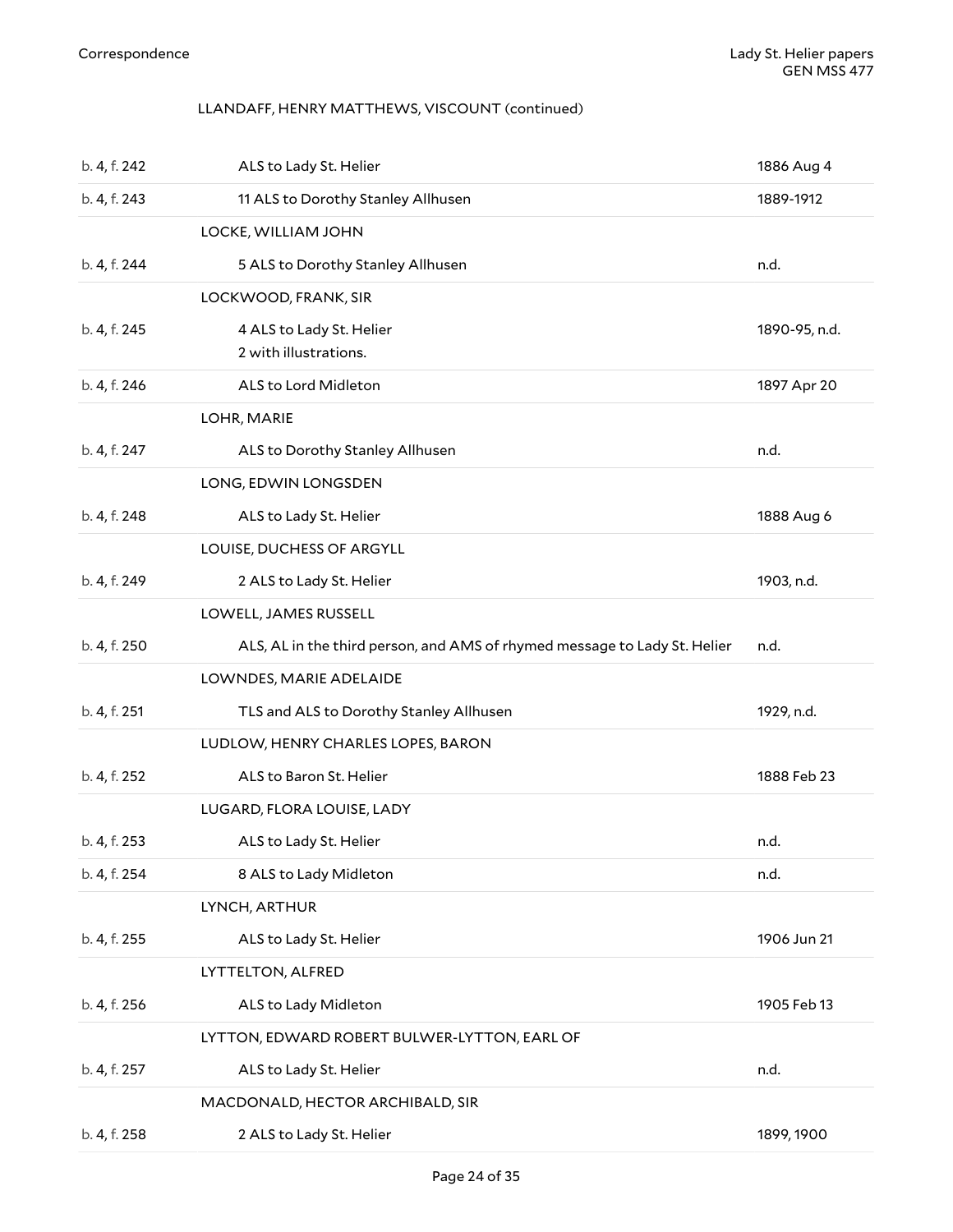LLANDAFF, HENRY MATTHEWS, VISCOUNT (continued)

| | | |
|---|---|---|
| b. 4, f. 242 | ALS to Lady St. Helier | 1886 Aug 4 |
| b. 4, f. 243 | 11 ALS to Dorothy Stanley Allhusen | 1889-1912 |
| | LOCKE, WILLIAM JOHN | |
| b. 4, f. 244 | 5 ALS to Dorothy Stanley Allhusen | n.d. |
| | LOCKWOOD, FRANK, SIR | |
| b. 4, f. 245 | 4 ALS to Lady St. Helier<br>2 with illustrations. | 1890-95, n.d. |
| b. 4, f. 246 | ALS to Lord Midleton | 1897 Apr 20 |
| | LOHR, MARIE | |
| b. 4, f. 247 | ALS to Dorothy Stanley Allhusen | n.d. |
| | LONG, EDWIN LONGSDEN | |
| b. 4, f. 248 | ALS to Lady St. Helier | 1888 Aug 6 |
| | LOUISE, DUCHESS OF ARGYLL | |
| b. 4, f. 249 | 2 ALS to Lady St. Helier | 1903, n.d. |
| | LOWELL, JAMES RUSSELL | |
| b. 4, f. 250 | ALS, AL in the third person, and AMS of rhymed message to Lady St. Helier | n.d. |
| | LOWNDES, MARIE ADELAIDE | |
| b. 4, f. 251 | TLS and ALS to Dorothy Stanley Allhusen | 1929, n.d. |
| | LUDLOW, HENRY CHARLES LOPES, BARON | |
| b. 4, f. 252 | ALS to Baron St. Helier | 1888 Feb 23 |
| | LUGARD, FLORA LOUISE, LADY | |
| b. 4, f. 253 | ALS to Lady St. Helier | n.d. |
| b. 4, f. 254 | 8 ALS to Lady Midleton | n.d. |
| | LYNCH, ARTHUR | |
| b. 4, f. 255 | ALS to Lady St. Helier | 1906 Jun 21 |
| | LYTTELTON, ALFRED | |
| b. 4, f. 256 | ALS to Lady Midleton | 1905 Feb 13 |
| | LYTTON, EDWARD ROBERT BULWER-LYTTON, EARL OF | |
| b. 4, f. 257 | ALS to Lady St. Helier | n.d. |
| | MACDONALD, HECTOR ARCHIBALD, SIR | |
| b. 4, f. 258 | 2 ALS to Lady St. Helier | 1899, 1900 |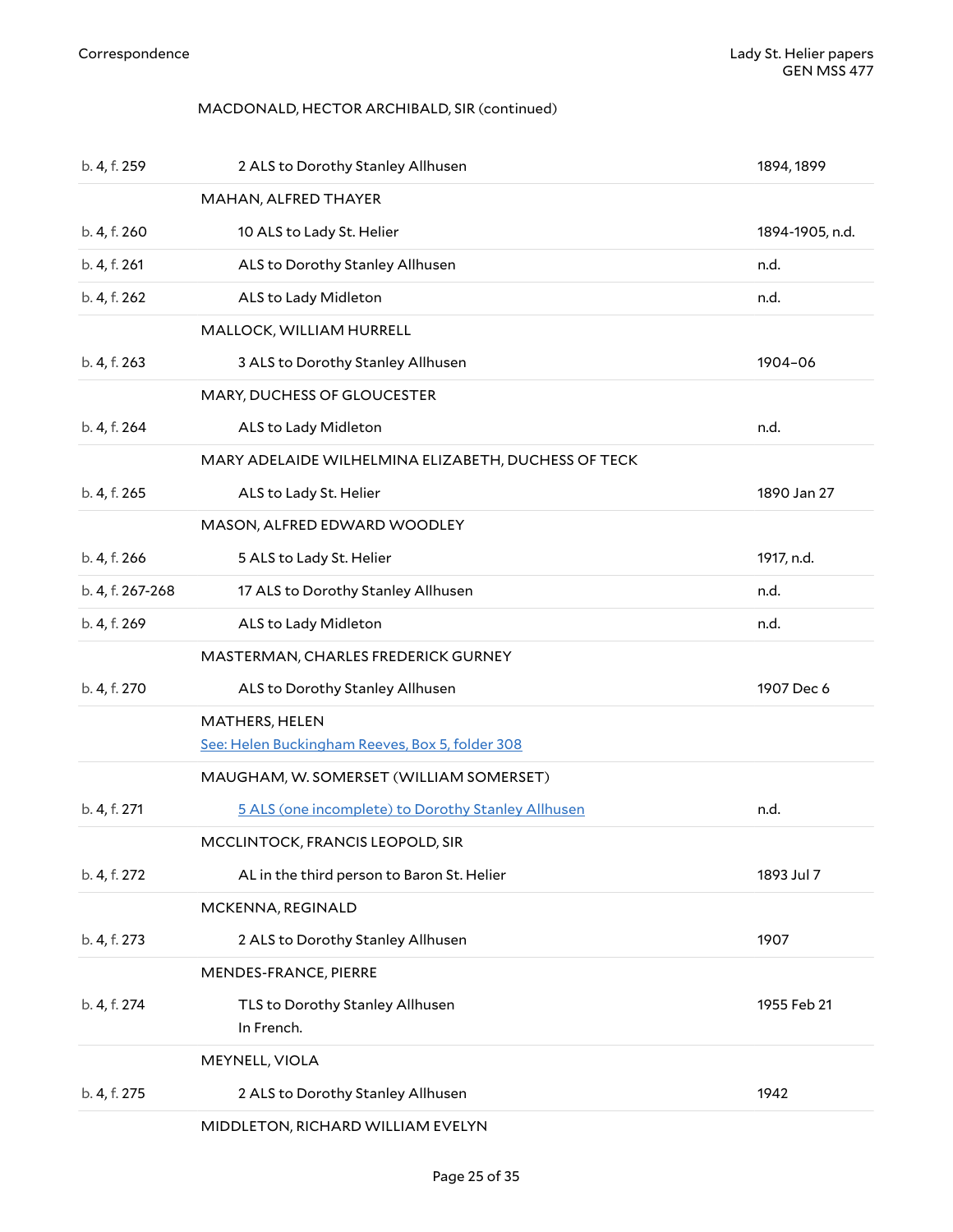MACDONALD, HECTOR ARCHIBALD, SIR (continued)

| | | |
|---|---|---|
| b. 4, f. 259 | 2 ALS to Dorothy Stanley Allhusen | 1894, 1899 |
| | **MAHAN, ALFRED THAYER** | |
| b. 4, f. 260 | 10 ALS to Lady St. Helier | 1894-1905, n.d. |
| b. 4, f. 261 | ALS to Dorothy Stanley Allhusen | n.d. |
| b. 4, f. 262 | ALS to Lady Midleton | n.d. |
| | **MALLOCK, WILLIAM HURRELL** | |
| b. 4, f. 263 | 3 ALS to Dorothy Stanley Allhusen | 1904–06 |
| | **MARY, DUCHESS OF GLOUCESTER** | |
| b. 4, f. 264 | ALS to Lady Midleton | n.d. |
| | **MARY ADELAIDE WILHELMINA ELIZABETH, DUCHESS OF TECK** | |
| b. 4, f. 265 | ALS to Lady St. Helier | 1890 Jan 27 |
| | **MASON, ALFRED EDWARD WOODLEY** | |
| b. 4, f. 266 | 5 ALS to Lady St. Helier | 1917, n.d. |
| b. 4, f. 267-268 | 17 ALS to Dorothy Stanley Allhusen | n.d. |
| b. 4, f. 269 | ALS to Lady Midleton | n.d. |
| | **MASTERMAN, CHARLES FREDERICK GURNEY** | |
| b. 4, f. 270 | ALS to Dorothy Stanley Allhusen | 1907 Dec 6 |
| | **MATHERS, HELEN** See: Helen Buckingham Reeves, Box 5, folder 308 | |
| | **MAUGHAM, W. SOMERSET (WILLIAM SOMERSET)** | |
| b. 4, f. 271 | 5 ALS (one incomplete) to Dorothy Stanley Allhusen | n.d. |
| | **MCCLINTOCK, FRANCIS LEOPOLD, SIR** | |
| b. 4, f. 272 | AL in the third person to Baron St. Helier | 1893 Jul 7 |
| | **MCKENNA, REGINALD** | |
| b. 4, f. 273 | 2 ALS to Dorothy Stanley Allhusen | 1907 |
| | **MENDES-FRANCE, PIERRE** | |
| b. 4, f. 274 | TLS to Dorothy Stanley Allhusen In French. | 1955 Feb 21 |
| | **MEYNELL, VIOLA** | |
| b. 4, f. 275 | 2 ALS to Dorothy Stanley Allhusen | 1942 |
| | **MIDDLETON, RICHARD WILLIAM EVELYN** | |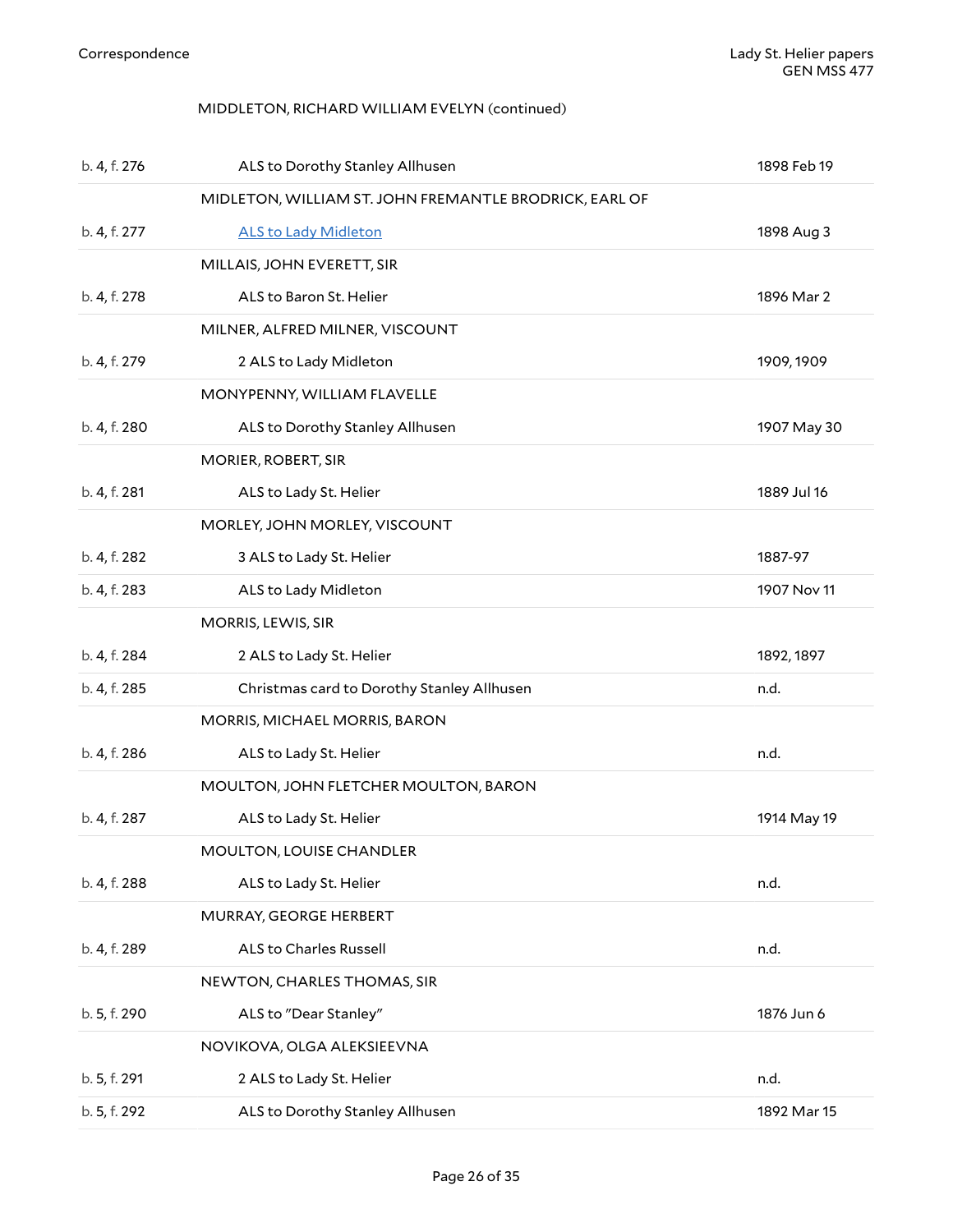MIDDLETON, RICHARD WILLIAM EVELYN (continued)

| | | |
|---|---|---|
| b. 4, f. 276 | ALS to Dorothy Stanley Allhusen | 1898 Feb 19 |
| | MIDLETON, WILLIAM ST. JOHN FREMANTLE BRODRICK, EARL OF | |
| b. 4, f. 277 | ALS to Lady Midleton | 1898 Aug 3 |
| | MILLAIS, JOHN EVERETT, SIR | |
| b. 4, f. 278 | ALS to Baron St. Helier | 1896 Mar 2 |
| | MILNER, ALFRED MILNER, VISCOUNT | |
| b. 4, f. 279 | 2 ALS to Lady Midleton | 1909, 1909 |
| | MONYPENNY, WILLIAM FLAVELLE | |
| b. 4, f. 280 | ALS to Dorothy Stanley Allhusen | 1907 May 30 |
| | MORIER, ROBERT, SIR | |
| b. 4, f. 281 | ALS to Lady St. Helier | 1889 Jul 16 |
| | MORLEY, JOHN MORLEY, VISCOUNT | |
| b. 4, f. 282 | 3 ALS to Lady St. Helier | 1887-97 |
| b. 4, f. 283 | ALS to Lady Midleton | 1907 Nov 11 |
| | MORRIS, LEWIS, SIR | |
| b. 4, f. 284 | 2 ALS to Lady St. Helier | 1892, 1897 |
| b. 4, f. 285 | Christmas card to Dorothy Stanley Allhusen | n.d. |
| | MORRIS, MICHAEL MORRIS, BARON | |
| b. 4, f. 286 | ALS to Lady St. Helier | n.d. |
| | MOULTON, JOHN FLETCHER MOULTON, BARON | |
| b. 4, f. 287 | ALS to Lady St. Helier | 1914 May 19 |
| | MOULTON, LOUISE CHANDLER | |
| b. 4, f. 288 | ALS to Lady St. Helier | n.d. |
| | MURRAY, GEORGE HERBERT | |
| b. 4, f. 289 | ALS to Charles Russell | n.d. |
| | NEWTON, CHARLES THOMAS, SIR | |
| b. 5, f. 290 | ALS to "Dear Stanley" | 1876 Jun 6 |
| | NOVIKOVA, OLGA ALEKSIEEVNA | |
| b. 5, f. 291 | 2 ALS to Lady St. Helier | n.d. |
| b. 5, f. 292 | ALS to Dorothy Stanley Allhusen | 1892 Mar 15 |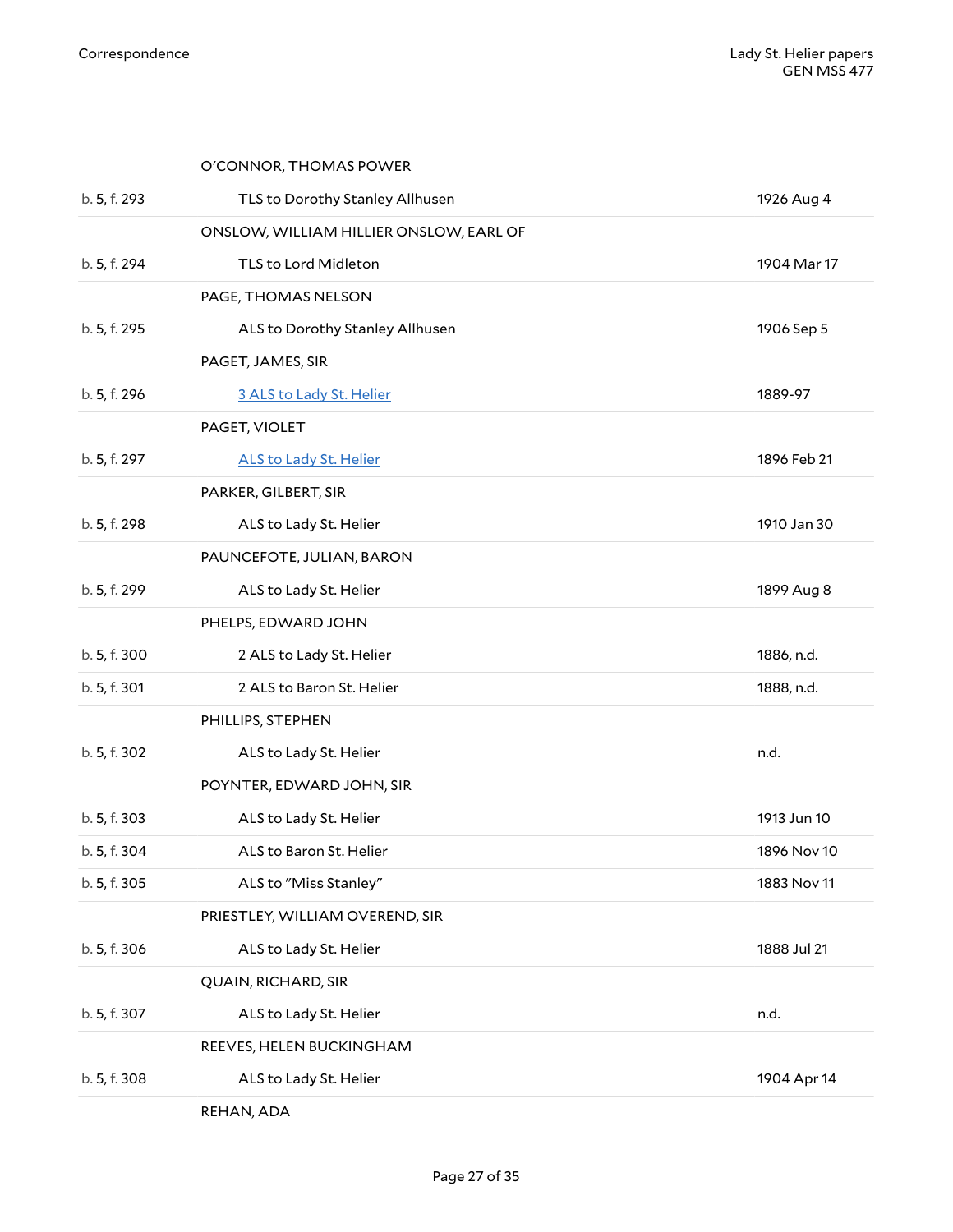| | | |
|---|---|---|
| | O'CONNOR, THOMAS POWER | |
| b. 5, f. 293 | TLS to Dorothy Stanley Allhusen | 1926 Aug 4 |
| | ONSLOW, WILLIAM HILLIER ONSLOW, EARL OF | |
| b. 5, f. 294 | TLS to Lord Midleton | 1904 Mar 17 |
| | PAGE, THOMAS NELSON | |
| b. 5, f. 295 | ALS to Dorothy Stanley Allhusen | 1906 Sep 5 |
| | PAGET, JAMES, SIR | |
| b. 5, f. 296 | 3 ALS to Lady St. Helier | 1889-97 |
| | PAGET, VIOLET | |
| b. 5, f. 297 | ALS to Lady St. Helier | 1896 Feb 21 |
| | PARKER, GILBERT, SIR | |
| b. 5, f. 298 | ALS to Lady St. Helier | 1910 Jan 30 |
| | PAUNCEFOTE, JULIAN, BARON | |
| b. 5, f. 299 | ALS to Lady St. Helier | 1899 Aug 8 |
| | PHELPS, EDWARD JOHN | |
| b. 5, f. 300 | 2 ALS to Lady St. Helier | 1886, n.d. |
| b. 5, f. 301 | 2 ALS to Baron St. Helier | 1888, n.d. |
| | PHILLIPS, STEPHEN | |
| b. 5, f. 302 | ALS to Lady St. Helier | n.d. |
| | POYNTER, EDWARD JOHN, SIR | |
| b. 5, f. 303 | ALS to Lady St. Helier | 1913 Jun 10 |
| b. 5, f. 304 | ALS to Baron St. Helier | 1896 Nov 10 |
| b. 5, f. 305 | ALS to "Miss Stanley" | 1883 Nov 11 |
| | PRIESTLEY, WILLIAM OVEREND, SIR | |
| b. 5, f. 306 | ALS to Lady St. Helier | 1888 Jul 21 |
| | QUAIN, RICHARD, SIR | |
| b. 5, f. 307 | ALS to Lady St. Helier | n.d. |
| | REEVES, HELEN BUCKINGHAM | |
| b. 5, f. 308 | ALS to Lady St. Helier | 1904 Apr 14 |
| | REHAN, ADA | |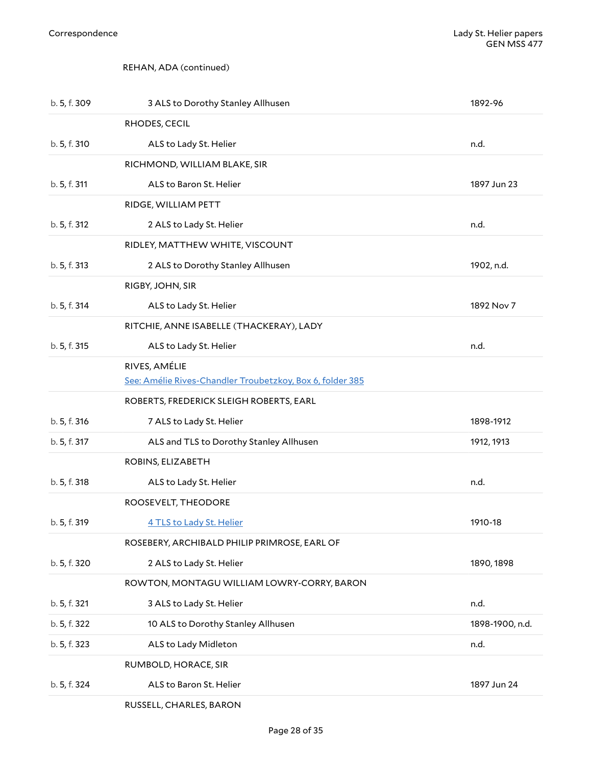REHAN, ADA (continued)

| | | |
|---|---|---|
| b. 5, f. 309 | 3 ALS to Dorothy Stanley Allhusen | 1892-96 |
| | RHODES, CECIL | |
| b. 5, f. 310 | ALS to Lady St. Helier | n.d. |
| | RICHMOND, WILLIAM BLAKE, SIR | |
| b. 5, f. 311 | ALS to Baron St. Helier | 1897 Jun 23 |
| | RIDGE, WILLIAM PETT | |
| b. 5, f. 312 | 2 ALS to Lady St. Helier | n.d. |
| | RIDLEY, MATTHEW WHITE, VISCOUNT | |
| b. 5, f. 313 | 2 ALS to Dorothy Stanley Allhusen | 1902, n.d. |
| | RIGBY, JOHN, SIR | |
| b. 5, f. 314 | ALS to Lady St. Helier | 1892 Nov 7 |
| | RITCHIE, ANNE ISABELLE (THACKERAY), LADY | |
| b. 5, f. 315 | ALS to Lady St. Helier | n.d. |
| | RIVES, AMÉLIE<br>See: Amélie Rives-Chandler Troubetzkoy, Box 6, folder 385 | |
| | ROBERTS, FREDERICK SLEIGH ROBERTS, EARL | |
| b. 5, f. 316 | 7 ALS to Lady St. Helier | 1898-1912 |
| b. 5, f. 317 | ALS and TLS to Dorothy Stanley Allhusen | 1912, 1913 |
| | ROBINS, ELIZABETH | |
| b. 5, f. 318 | ALS to Lady St. Helier | n.d. |
| | ROOSEVELT, THEODORE | |
| b. 5, f. 319 | 4 TLS to Lady St. Helier | 1910-18 |
| | ROSEBERY, ARCHIBALD PHILIP PRIMROSE, EARL OF | |
| b. 5, f. 320 | 2 ALS to Lady St. Helier | 1890, 1898 |
| | ROWTON, MONTAGU WILLIAM LOWRY-CORRY, BARON | |
| b. 5, f. 321 | 3 ALS to Lady St. Helier | n.d. |
| b. 5, f. 322 | 10 ALS to Dorothy Stanley Allhusen | 1898-1900, n.d. |
| b. 5, f. 323 | ALS to Lady Midleton | n.d. |
| | RUMBOLD, HORACE, SIR | |
| b. 5, f. 324 | ALS to Baron St. Helier | 1897 Jun 24 |
| | RUSSELL, CHARLES, BARON | |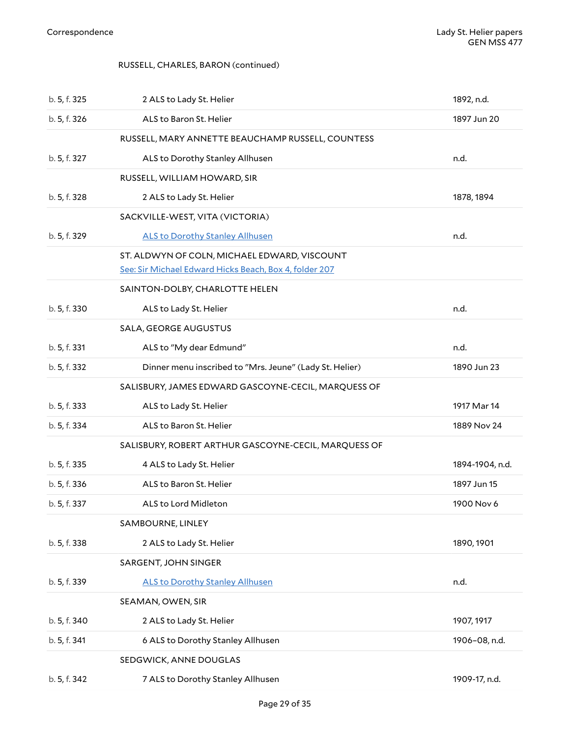RUSSELL, CHARLES, BARON (continued)

| | | |
|---|---|---|
| b. 5, f. 325 | 2 ALS to Lady St. Helier | 1892, n.d. |
| b. 5, f. 326 | ALS to Baron St. Helier | 1897 Jun 20 |
| | RUSSELL, MARY ANNETTE BEAUCHAMP RUSSELL, COUNTESS | |
| b. 5, f. 327 | ALS to Dorothy Stanley Allhusen | n.d. |
| | RUSSELL, WILLIAM HOWARD, SIR | |
| b. 5, f. 328 | 2 ALS to Lady St. Helier | 1878, 1894 |
| | SACKVILLE-WEST, VITA (VICTORIA) | |
| b. 5, f. 329 | ALS to Dorothy Stanley Allhusen | n.d. |
| | ST. ALDWYN OF COLN, MICHAEL EDWARD, VISCOUNT<br>See: Sir Michael Edward Hicks Beach, Box 4, folder 207 | |
| | SAINTON-DOLBY, CHARLOTTE HELEN | |
| b. 5, f. 330 | ALS to Lady St. Helier | n.d. |
| | SALA, GEORGE AUGUSTUS | |
| b. 5, f. 331 | ALS to "My dear Edmund" | n.d. |
| b. 5, f. 332 | Dinner menu inscribed to "Mrs. Jeune" (Lady St. Helier) | 1890 Jun 23 |
| | SALISBURY, JAMES EDWARD GASCOYNE-CECIL, MARQUESS OF | |
| b. 5, f. 333 | ALS to Lady St. Helier | 1917 Mar 14 |
| b. 5, f. 334 | ALS to Baron St. Helier | 1889 Nov 24 |
| | SALISBURY, ROBERT ARTHUR GASCOYNE-CECIL, MARQUESS OF | |
| b. 5, f. 335 | 4 ALS to Lady St. Helier | 1894-1904, n.d. |
| b. 5, f. 336 | ALS to Baron St. Helier | 1897 Jun 15 |
| b. 5, f. 337 | ALS to Lord Midleton | 1900 Nov 6 |
| | SAMBOURNE, LINLEY | |
| b. 5, f. 338 | 2 ALS to Lady St. Helier | 1890, 1901 |
| | SARGENT, JOHN SINGER | |
| b. 5, f. 339 | ALS to Dorothy Stanley Allhusen | n.d. |
| | SEAMAN, OWEN, SIR | |
| b. 5, f. 340 | 2 ALS to Lady St. Helier | 1907, 1917 |
| b. 5, f. 341 | 6 ALS to Dorothy Stanley Allhusen | 1906–08, n.d. |
| | SEDGWICK, ANNE DOUGLAS | |
| b. 5, f. 342 | 7 ALS to Dorothy Stanley Allhusen | 1909-17, n.d. |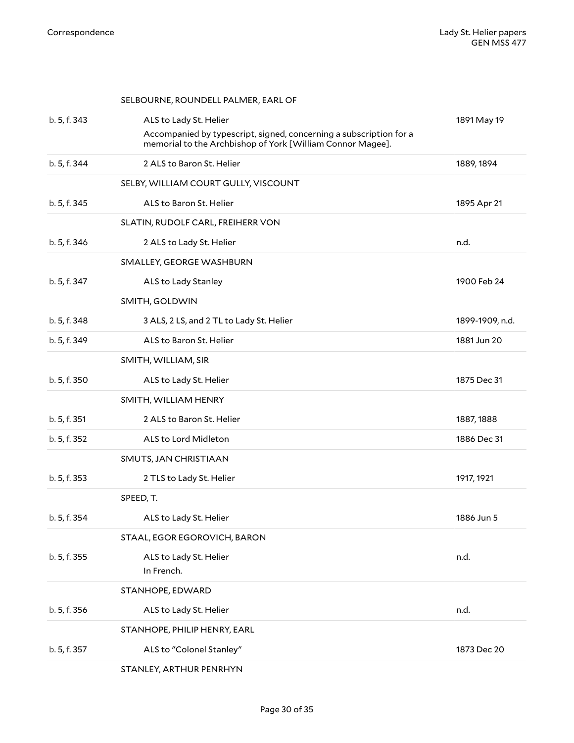| | | |
|---|---|---|
| | SELBOURNE, ROUNDELL PALMER, EARL OF | |
| b. 5, f. 343 | ALS to Lady St. Helier<br>Accompanied by typescript, signed, concerning a subscription for a memorial to the Archbishop of York [William Connor Magee]. | 1891 May 19 |
| b. 5, f. 344 | 2 ALS to Baron St. Helier | 1889, 1894 |
| | SELBY, WILLIAM COURT GULLY, VISCOUNT | |
| b. 5, f. 345 | ALS to Baron St. Helier | 1895 Apr 21 |
| | SLATIN, RUDOLF CARL, FREIHERR VON | |
| b. 5, f. 346 | 2 ALS to Lady St. Helier | n.d. |
| | SMALLEY, GEORGE WASHBURN | |
| b. 5, f. 347 | ALS to Lady Stanley | 1900 Feb 24 |
| | SMITH, GOLDWIN | |
| b. 5, f. 348 | 3 ALS, 2 LS, and 2 TL to Lady St. Helier | 1899-1909, n.d. |
| b. 5, f. 349 | ALS to Baron St. Helier | 1881 Jun 20 |
| | SMITH, WILLIAM, SIR | |
| b. 5, f. 350 | ALS to Lady St. Helier | 1875 Dec 31 |
| | SMITH, WILLIAM HENRY | |
| b. 5, f. 351 | 2 ALS to Baron St. Helier | 1887, 1888 |
| b. 5, f. 352 | ALS to Lord Midleton | 1886 Dec 31 |
| | SMUTS, JAN CHRISTIAAN | |
| b. 5, f. 353 | 2 TLS to Lady St. Helier | 1917, 1921 |
| | SPEED, T. | |
| b. 5, f. 354 | ALS to Lady St. Helier | 1886 Jun 5 |
| | STAAL, EGOR EGOROVICH, BARON | |
| b. 5, f. 355 | ALS to Lady St. Helier<br>In French. | n.d. |
| | STANHOPE, EDWARD | |
| b. 5, f. 356 | ALS to Lady St. Helier | n.d. |
| | STANHOPE, PHILIP HENRY, EARL | |
| b. 5, f. 357 | ALS to "Colonel Stanley" | 1873 Dec 20 |
| | STANLEY, ARTHUR PENRHYN | |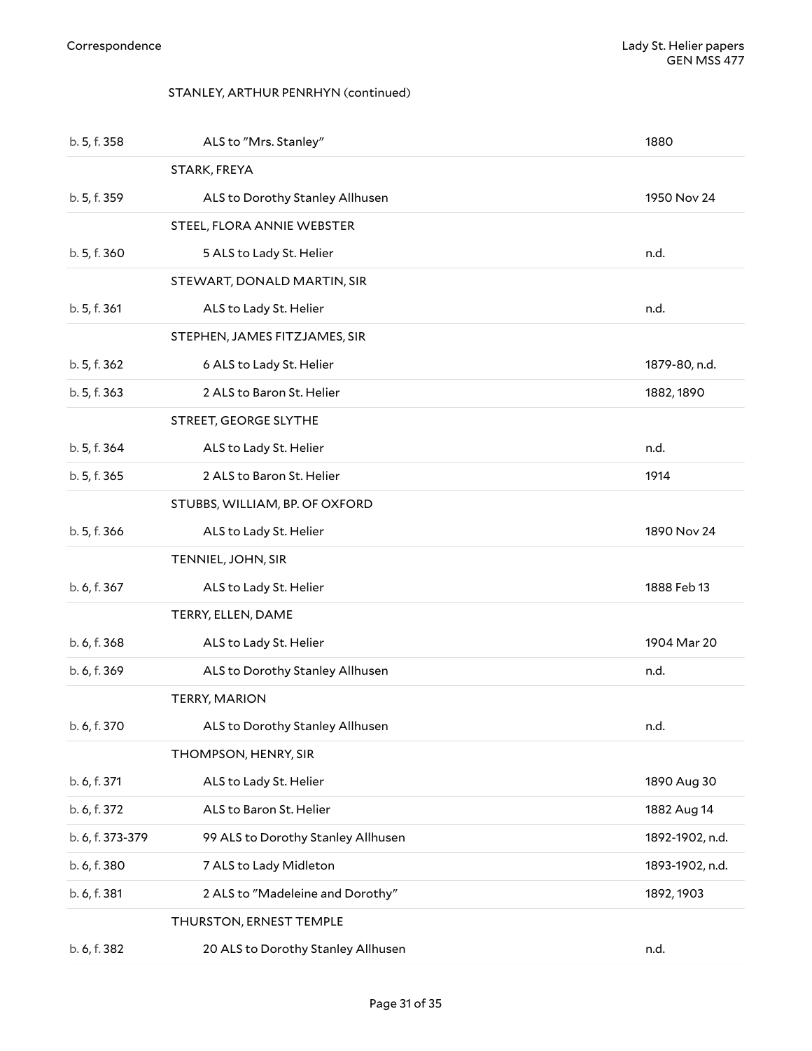STANLEY, ARTHUR PENRHYN (continued)

| | | |
|---|---|---|
| b. 5, f. 358 | ALS to "Mrs. Stanley" | 1880 |
| | STARK, FREYA | |
| b. 5, f. 359 | ALS to Dorothy Stanley Allhusen | 1950 Nov 24 |
| | STEEL, FLORA ANNIE WEBSTER | |
| b. 5, f. 360 | 5 ALS to Lady St. Helier | n.d. |
| | STEWART, DONALD MARTIN, SIR | |
| b. 5, f. 361 | ALS to Lady St. Helier | n.d. |
| | STEPHEN, JAMES FITZJAMES, SIR | |
| b. 5, f. 362 | 6 ALS to Lady St. Helier | 1879-80, n.d. |
| b. 5, f. 363 | 2 ALS to Baron St. Helier | 1882, 1890 |
| | STREET, GEORGE SLYTHE | |
| b. 5, f. 364 | ALS to Lady St. Helier | n.d. |
| b. 5, f. 365 | 2 ALS to Baron St. Helier | 1914 |
| | STUBBS, WILLIAM, BP. OF OXFORD | |
| b. 5, f. 366 | ALS to Lady St. Helier | 1890 Nov 24 |
| | TENNIEL, JOHN, SIR | |
| b. 6, f. 367 | ALS to Lady St. Helier | 1888 Feb 13 |
| | TERRY, ELLEN, DAME | |
| b. 6, f. 368 | ALS to Lady St. Helier | 1904 Mar 20 |
| b. 6, f. 369 | ALS to Dorothy Stanley Allhusen | n.d. |
| | TERRY, MARION | |
| b. 6, f. 370 | ALS to Dorothy Stanley Allhusen | n.d. |
| | THOMPSON, HENRY, SIR | |
| b. 6, f. 371 | ALS to Lady St. Helier | 1890 Aug 30 |
| b. 6, f. 372 | ALS to Baron St. Helier | 1882 Aug 14 |
| b. 6, f. 373-379 | 99 ALS to Dorothy Stanley Allhusen | 1892-1902, n.d. |
| b. 6, f. 380 | 7 ALS to Lady Midleton | 1893-1902, n.d. |
| b. 6, f. 381 | 2 ALS to "Madeleine and Dorothy" | 1892, 1903 |
| | THURSTON, ERNEST TEMPLE | |
| b. 6, f. 382 | 20 ALS to Dorothy Stanley Allhusen | n.d. |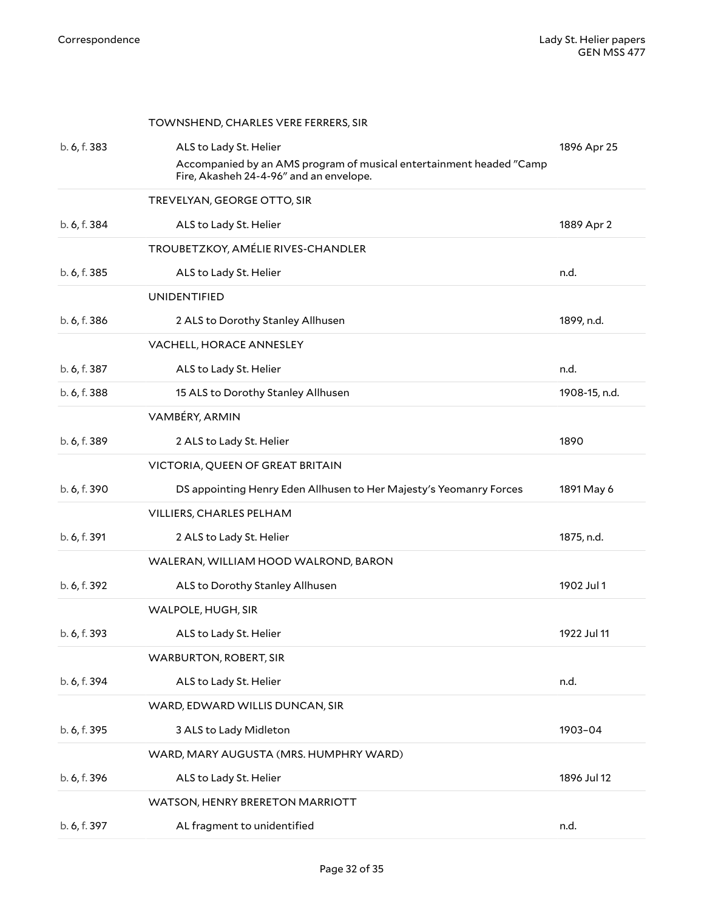| | | |
|---|---|---|
| | TOWNSHEND, CHARLES VERE FERRERS, SIR | |
| b. 6, f. 383 | ALS to Lady St. Helier<br>Accompanied by an AMS program of musical entertainment headed "Camp Fire, Akasheh 24-4-96" and an envelope. | 1896 Apr 25 |
| | TREVELYAN, GEORGE OTTO, SIR | |
| b. 6, f. 384 | ALS to Lady St. Helier | 1889 Apr 2 |
| | TROUBETZKOY, AMÉLIE RIVES-CHANDLER | |
| b. 6, f. 385 | ALS to Lady St. Helier | n.d. |
| | UNIDENTIFIED | |
| b. 6, f. 386 | 2 ALS to Dorothy Stanley Allhusen | 1899, n.d. |
| | VACHELL, HORACE ANNESLEY | |
| b. 6, f. 387 | ALS to Lady St. Helier | n.d. |
| b. 6, f. 388 | 15 ALS to Dorothy Stanley Allhusen | 1908-15, n.d. |
| | VAMBÉRY, ARMIN | |
| b. 6, f. 389 | 2 ALS to Lady St. Helier | 1890 |
| | VICTORIA, QUEEN OF GREAT BRITAIN | |
| b. 6, f. 390 | DS appointing Henry Eden Allhusen to Her Majesty's Yeomanry Forces | 1891 May 6 |
| | VILLIERS, CHARLES PELHAM | |
| b. 6, f. 391 | 2 ALS to Lady St. Helier | 1875, n.d. |
| | WALERAN, WILLIAM HOOD WALROND, BARON | |
| b. 6, f. 392 | ALS to Dorothy Stanley Allhusen | 1902 Jul 1 |
| | WALPOLE, HUGH, SIR | |
| b. 6, f. 393 | ALS to Lady St. Helier | 1922 Jul 11 |
| | WARBURTON, ROBERT, SIR | |
| b. 6, f. 394 | ALS to Lady St. Helier | n.d. |
| | WARD, EDWARD WILLIS DUNCAN, SIR | |
| b. 6, f. 395 | 3 ALS to Lady Midleton | 1903–04 |
| | WARD, MARY AUGUSTA (MRS. HUMPHRY WARD) | |
| b. 6, f. 396 | ALS to Lady St. Helier | 1896 Jul 12 |
| | WATSON, HENRY BRERETON MARRIOTT | |
| b. 6, f. 397 | AL fragment to unidentified | n.d. |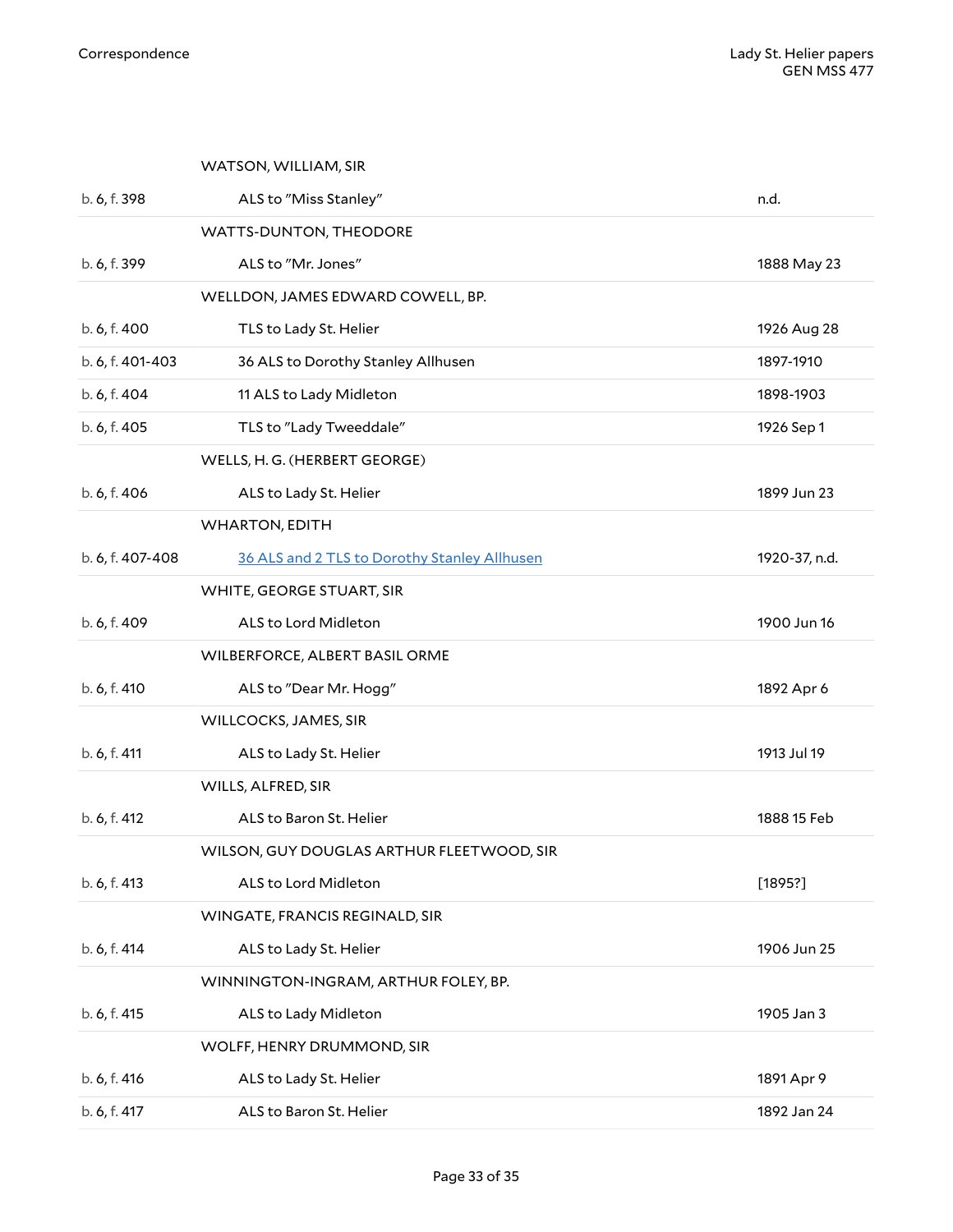| | | |
|---|---|---|
| | WATSON, WILLIAM, SIR | |
| b. 6, f. 398 | ALS to "Miss Stanley" | n.d. |
| | WATTS-DUNTON, THEODORE | |
| b. 6, f. 399 | ALS to "Mr. Jones" | 1888 May 23 |
| | WELLDON, JAMES EDWARD COWELL, BP. | |
| b. 6, f. 400 | TLS to Lady St. Helier | 1926 Aug 28 |
| b. 6, f. 401-403 | 36 ALS to Dorothy Stanley Allhusen | 1897-1910 |
| b. 6, f. 404 | 11 ALS to Lady Midleton | 1898-1903 |
| b. 6, f. 405 | TLS to "Lady Tweeddale" | 1926 Sep 1 |
| | WELLS, H. G. (HERBERT GEORGE) | |
| b. 6, f. 406 | ALS to Lady St. Helier | 1899 Jun 23 |
| | WHARTON, EDITH | |
| b. 6, f. 407-408 | 36 ALS and 2 TLS to Dorothy Stanley Allhusen | 1920-37, n.d. |
| | WHITE, GEORGE STUART, SIR | |
| b. 6, f. 409 | ALS to Lord Midleton | 1900 Jun 16 |
| | WILBERFORCE, ALBERT BASIL ORME | |
| b. 6, f. 410 | ALS to "Dear Mr. Hogg" | 1892 Apr 6 |
| | WILLCOCKS, JAMES, SIR | |
| b. 6, f. 411 | ALS to Lady St. Helier | 1913 Jul 19 |
| | WILLS, ALFRED, SIR | |
| b. 6, f. 412 | ALS to Baron St. Helier | 1888 15 Feb |
| | WILSON, GUY DOUGLAS ARTHUR FLEETWOOD, SIR | |
| b. 6, f. 413 | ALS to Lord Midleton | [1895?] |
| | WINGATE, FRANCIS REGINALD, SIR | |
| b. 6, f. 414 | ALS to Lady St. Helier | 1906 Jun 25 |
| | WINNINGTON-INGRAM, ARTHUR FOLEY, BP. | |
| b. 6, f. 415 | ALS to Lady Midleton | 1905 Jan 3 |
| | WOLFF, HENRY DRUMMOND, SIR | |
| b. 6, f. 416 | ALS to Lady St. Helier | 1891 Apr 9 |
| b. 6, f. 417 | ALS to Baron St. Helier | 1892 Jan 24 |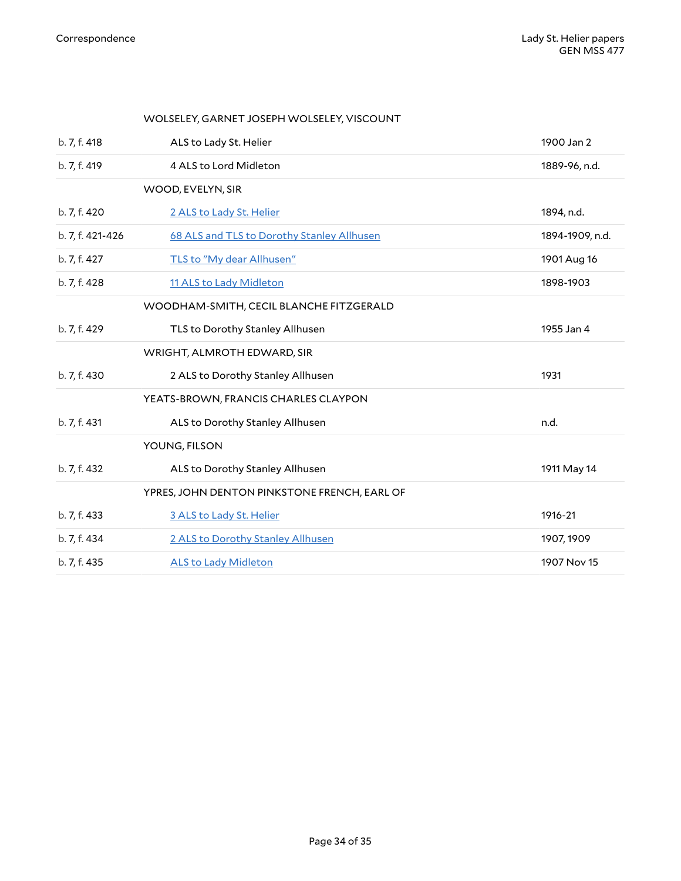| | | |
|---|---|---|
| | WOLSELEY, GARNET JOSEPH WOLSELEY, VISCOUNT | |
| b. 7, f. 418 | ALS to Lady St. Helier | 1900 Jan 2 |
| b. 7, f. 419 | 4 ALS to Lord Midleton | 1889-96, n.d. |
| | WOOD, EVELYN, SIR | |
| b. 7, f. 420 | 2 ALS to Lady St. Helier | 1894, n.d. |
| b. 7, f. 421-426 | 68 ALS and TLS to Dorothy Stanley Allhusen | 1894-1909, n.d. |
| b. 7, f. 427 | TLS to "My dear Allhusen" | 1901 Aug 16 |
| b. 7, f. 428 | 11 ALS to Lady Midleton | 1898-1903 |
| | WOODHAM-SMITH, CECIL BLANCHE FITZGERALD | |
| b. 7, f. 429 | TLS to Dorothy Stanley Allhusen | 1955 Jan 4 |
| | WRIGHT, ALMROTH EDWARD, SIR | |
| b. 7, f. 430 | 2 ALS to Dorothy Stanley Allhusen | 1931 |
| | YEATS-BROWN, FRANCIS CHARLES CLAYPON | |
| b. 7, f. 431 | ALS to Dorothy Stanley Allhusen | n.d. |
| | YOUNG, FILSON | |
| b. 7, f. 432 | ALS to Dorothy Stanley Allhusen | 1911 May 14 |
| | YPRES, JOHN DENTON PINKSTONE FRENCH, EARL OF | |
| b. 7, f. 433 | 3 ALS to Lady St. Helier | 1916-21 |
| b. 7, f. 434 | 2 ALS to Dorothy Stanley Allhusen | 1907, 1909 |
| b. 7, f. 435 | ALS to Lady Midleton | 1907 Nov 15 |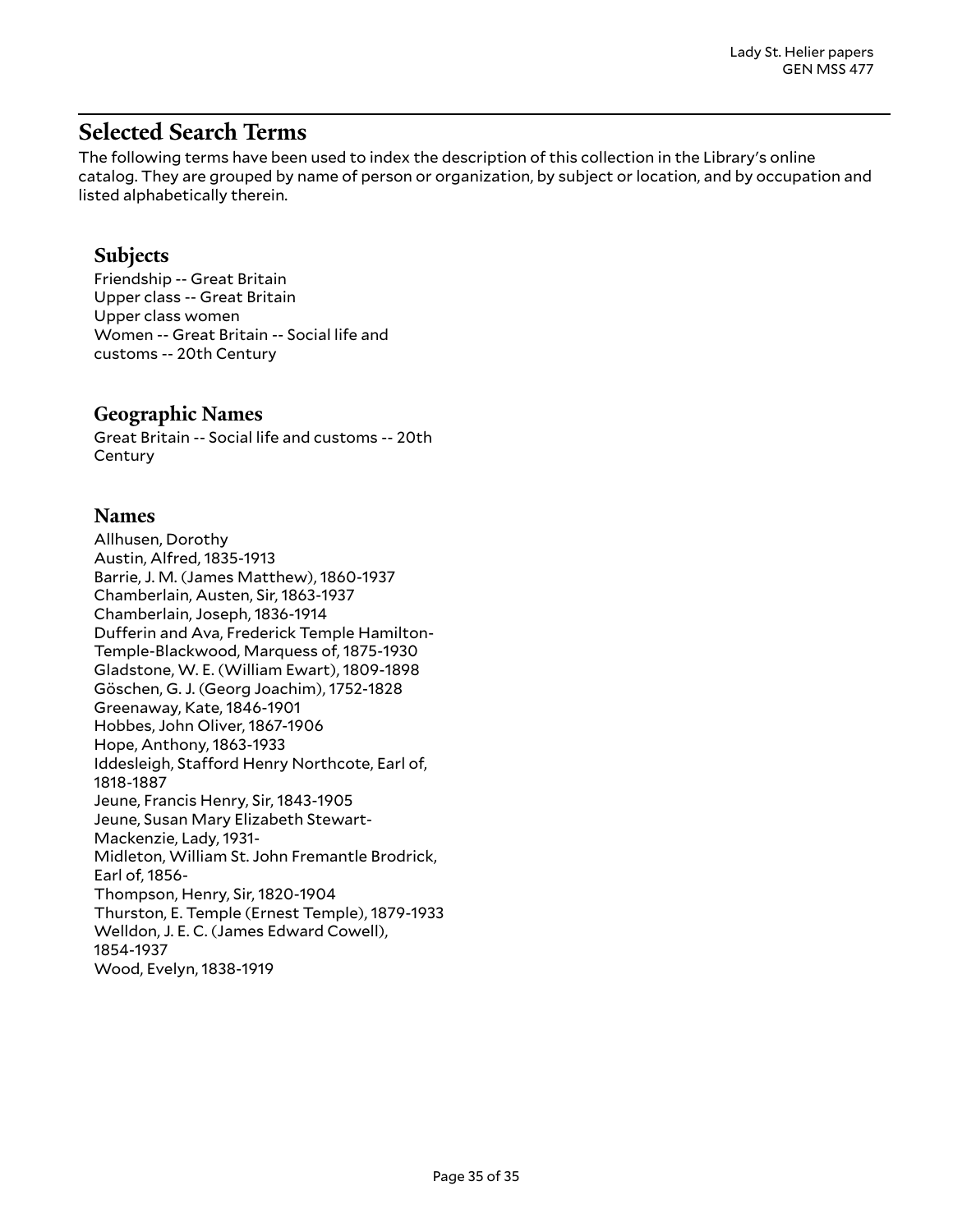## Selected Search Terms

The following terms have been used to index the description of this collection in the Library's online catalog. They are grouped by name of person or organization, by subject or location, and by occupation and listed alphabetically therein.

### Subjects

Friendship -- Great Britain
Upper class -- Great Britain
Upper class women
Women -- Great Britain -- Social life and customs -- 20th Century

### Geographic Names

Great Britain -- Social life and customs -- 20th Century

### Names

Allhusen, Dorothy
Austin, Alfred, 1835-1913
Barrie, J. M. (James Matthew), 1860-1937
Chamberlain, Austen, Sir, 1863-1937
Chamberlain, Joseph, 1836-1914
Dufferin and Ava, Frederick Temple Hamilton-Temple-Blackwood, Marquess of, 1875-1930
Gladstone, W. E. (William Ewart), 1809-1898
Göschen, G. J. (Georg Joachim), 1752-1828
Greenaway, Kate, 1846-1901
Hobbes, John Oliver, 1867-1906
Hope, Anthony, 1863-1933
Iddesleigh, Stafford Henry Northcote, Earl of, 1818-1887
Jeune, Francis Henry, Sir, 1843-1905
Jeune, Susan Mary Elizabeth Stewart-Mackenzie, Lady, 1931-
Midleton, William St. John Fremantle Brodrick, Earl of, 1856-
Thompson, Henry, Sir, 1820-1904
Thurston, E. Temple (Ernest Temple), 1879-1933
Welldon, J. E. C. (James Edward Cowell), 1854-1937
Wood, Evelyn, 1838-1919